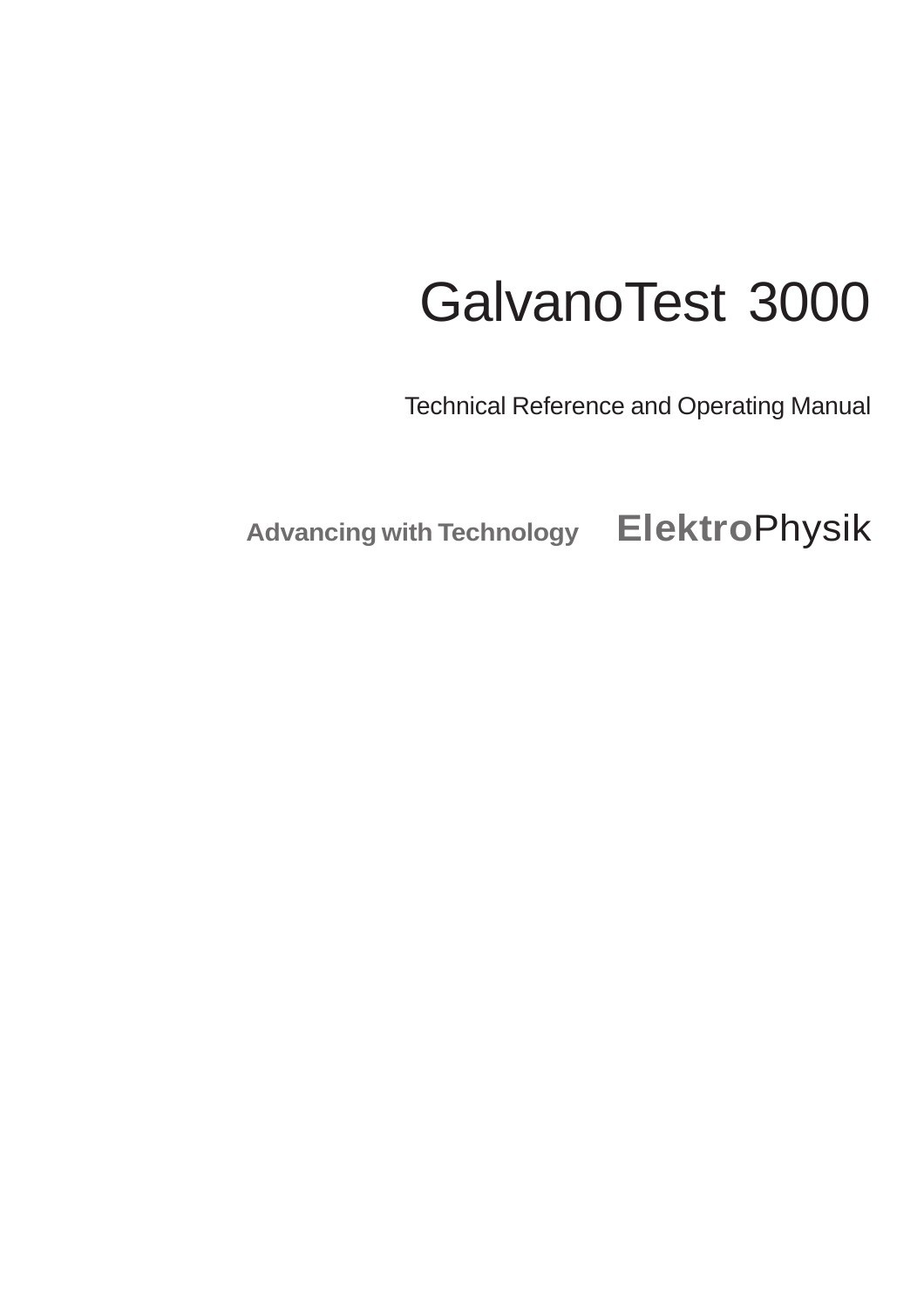# GalvanoTest 3000

Technical Reference and Operating Manual

**Advancing with Technology** **Elektro**Physik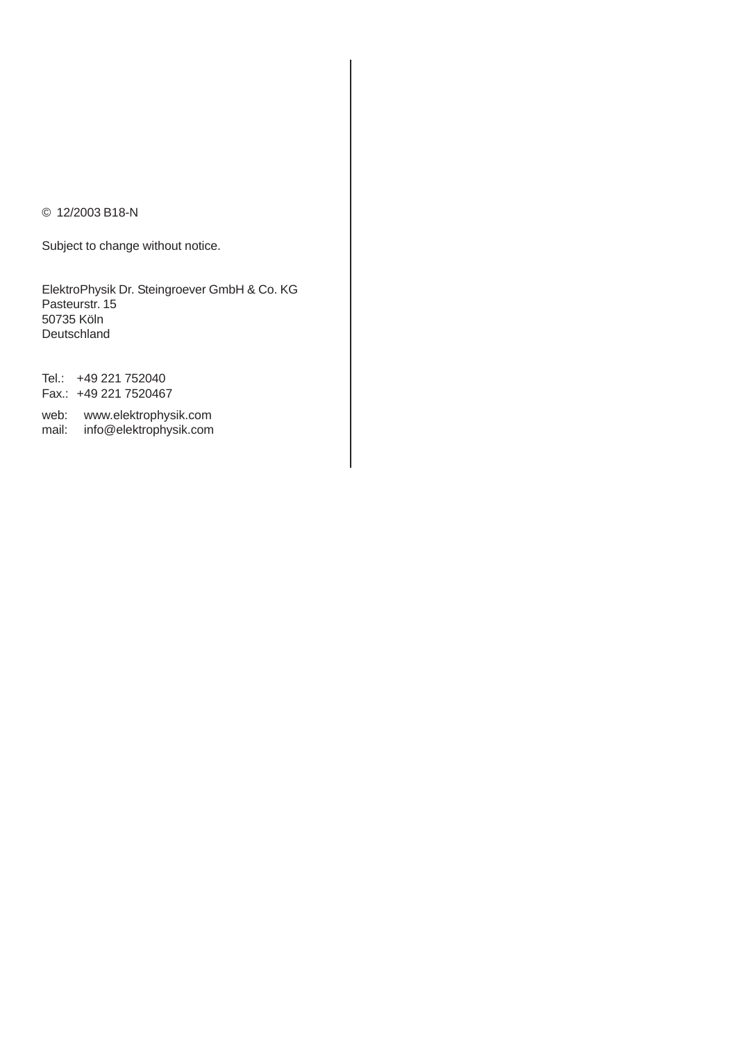© 12/2003 B18-N

Subject to change without notice.

ElektroPhysik Dr. Steingroever GmbH & Co. KG
Pasteurstr. 15
50735 Köln
Deutschland

Tel.: +49 221 752040
Fax.: +49 221 7520467

web: www.elektrophysik.com
mail: info@elektrophysik.com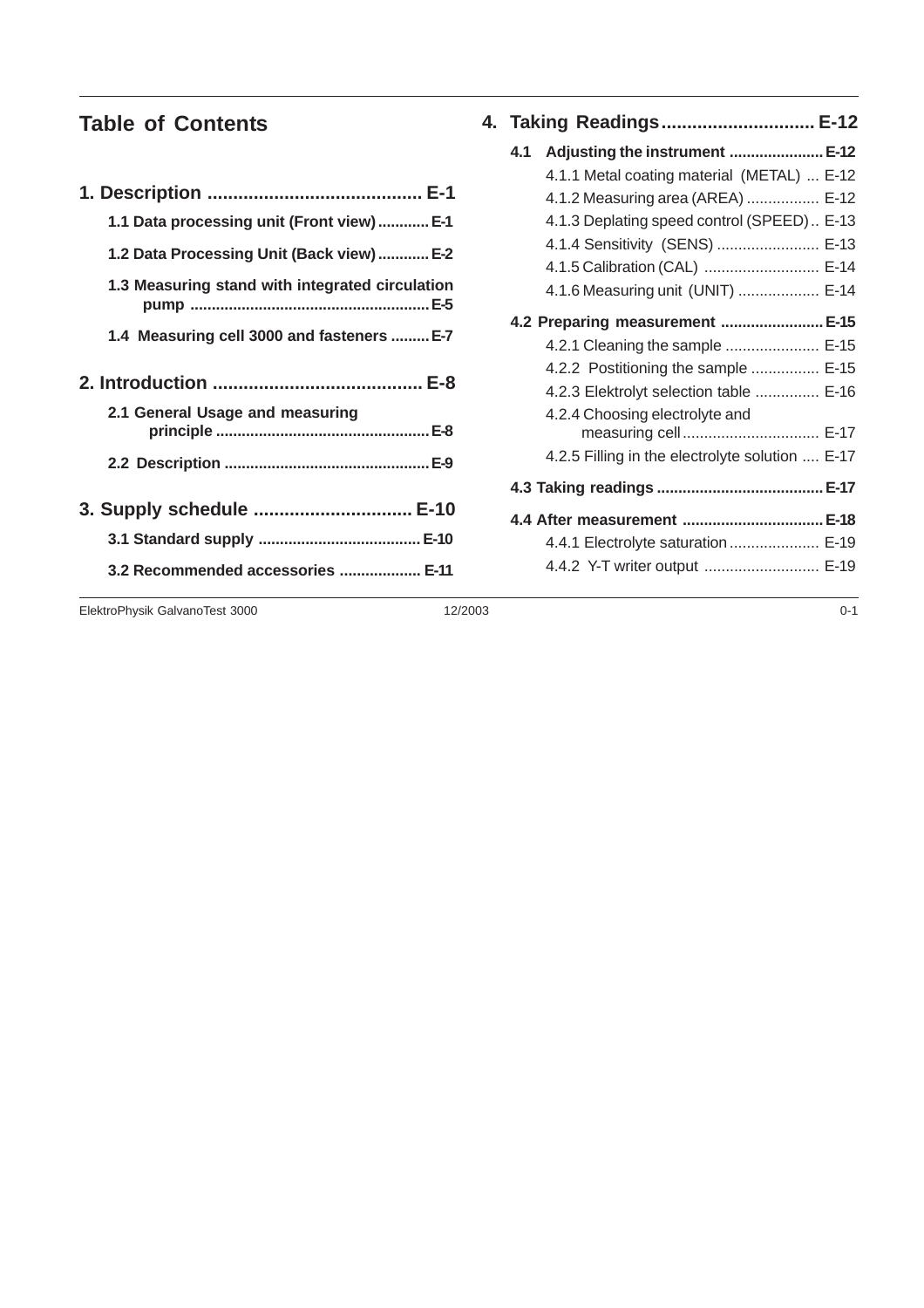# Table of Contents

**1. Description ......................................... E-1**

- **1.1 Data processing unit (Front view) ............ E-1**
- **1.2 Data Processing Unit (Back view) ............ E-2**
- **1.3 Measuring stand with integrated circulation pump ....................................................... E-5**
- **1.4 Measuring cell 3000 and fasteners ......... E-7**

**2. Introduction ......................................... E-8**

- **2.1 General Usage and measuring principle ................................................. E-8**
- **2.2 Description ................................................ E-9**

**3. Supply schedule ............................... E-10**

- **3.1 Standard supply ...................................... E-10**
- **3.2 Recommended accessories ................... E-11**

**4. Taking Readings............................. E-12**

- **4.1 Adjusting the instrument ...................... E-12**
  - 4.1.1 Metal coating material (METAL) ... E-12
  - 4.1.2 Measuring area (AREA) ................. E-12
  - 4.1.3 Deplating speed control (SPEED) .. E-13
  - 4.1.4 Sensitivity (SENS) ........................ E-13
  - 4.1.5 Calibration (CAL) ........................... E-14
  - 4.1.6 Measuring unit (UNIT) ................... E-14
- **4.2 Preparing measurement ........................ E-15**
  - 4.2.1 Cleaning the sample ...................... E-15
  - 4.2.2 Postitioning the sample ................ E-15
  - 4.2.3 Elektrolyt selection table ............... E-16
  - 4.2.4 Choosing electrolyte and measuring cell ................................ E-17
  - 4.2.5 Filling in the electrolyte solution .... E-17
- **4.3 Taking readings ....................................... E-17**
- **4.4 After measurement ................................. E-18**
  - 4.4.1 Electrolyte saturation ..................... E-19
  - 4.4.2 Y-T writer output ........................... E-19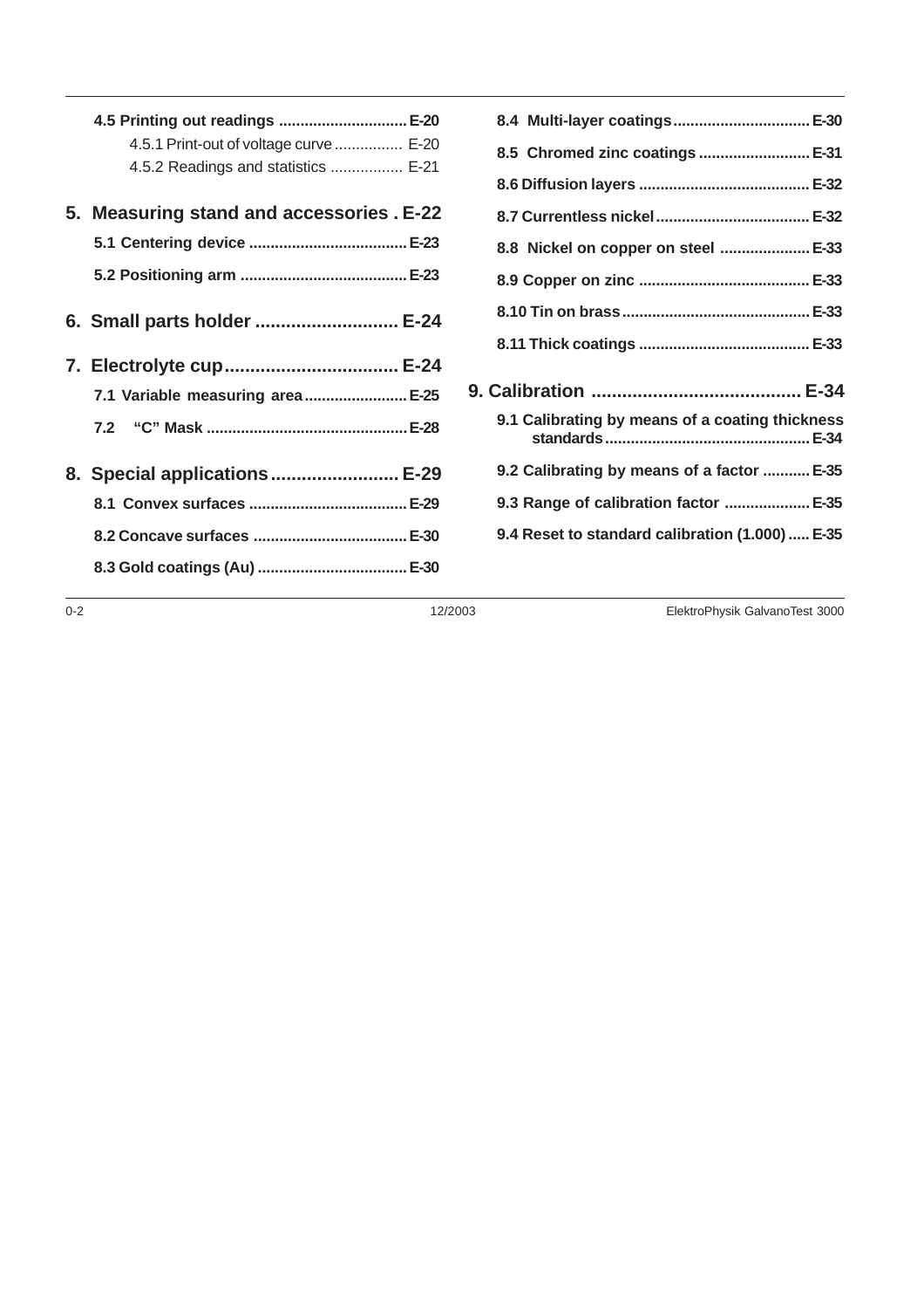**4.5 Printing out readings .............................. E-20**

4.5.1 Print-out of voltage curve ................ E-20

4.5.2 Readings and statistics ................. E-21

**5. Measuring stand and accessories . E-22**

**5.1 Centering device ..................................... E-23**

**5.2 Positioning arm ....................................... E-23**

**6. Small parts holder ............................ E-24**

**7. Electrolyte cup.................................. E-24**

**7.1 Variable measuring area........................ E-25**

**7.2 "C" Mask .............................................. E-28**

**8. Special applications......................... E-29**

**8.1 Convex surfaces ..................................... E-29**

**8.2 Concave surfaces .................................... E-30**

**8.3 Gold coatings (Au) ................................... E-30**

**8.4 Multi-layer coatings................................ E-30**

**8.5 Chromed zinc coatings .......................... E-31**

**8.6 Diffusion layers ........................................ E-32**

**8.7 Currentless nickel.................................... E-32**

**8.8 Nickel on copper on steel ..................... E-33**

**8.9 Copper on zinc ........................................ E-33**

**8.10 Tin on brass............................................ E-33**

**8.11 Thick coatings ........................................ E-33**

**9. Calibration ......................................... E-34**

**9.1 Calibrating by means of a coating thickness standards................................................ E-34**

**9.2 Calibrating by means of a factor ........... E-35**

**9.3 Range of calibration factor .................... E-35**

**9.4 Reset to standard calibration (1.000) ..... E-35**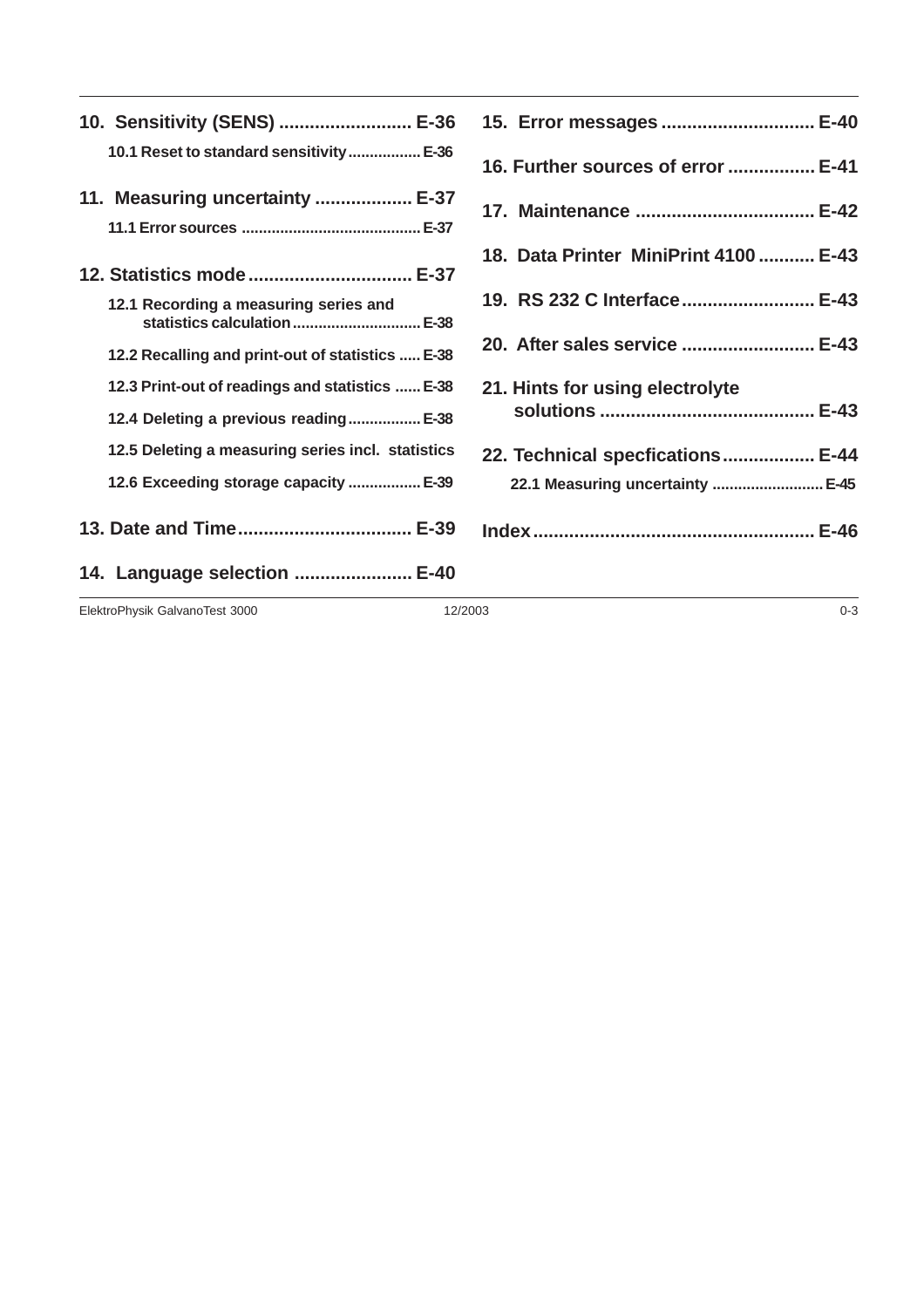10. Sensitivity (SENS) .......................... E-36

  10.1 Reset to standard sensitivity ................. E-36

11. Measuring uncertainty ................... E-37

  11.1 Error sources .......................................... E-37

12. Statistics mode ................................ E-37

  12.1 Recording a measuring series and statistics calculation .............................. E-38

  12.2 Recalling and print-out of statistics ..... E-38

  12.3 Print-out of readings and statistics ...... E-38

  12.4 Deleting a previous reading ................. E-38

  12.5 Deleting a measuring series incl. statistics

  12.6 Exceeding storage capacity ................. E-39

13. Date and Time.................................. E-39

14. Language selection ....................... E-40

15. Error messages ............................. E-40

16. Further sources of error ................. E-41

17. Maintenance ................................... E-42

18. Data Printer MiniPrint 4100 ........... E-43

19. RS 232 C Interface.......................... E-43

20. After sales service .......................... E-43

21. Hints for using electrolyte solutions ......................................... E-43

22. Technical specfications.................. E-44

  22.1 Measuring uncertainty .......................... E-45

Index ...................................................... E-46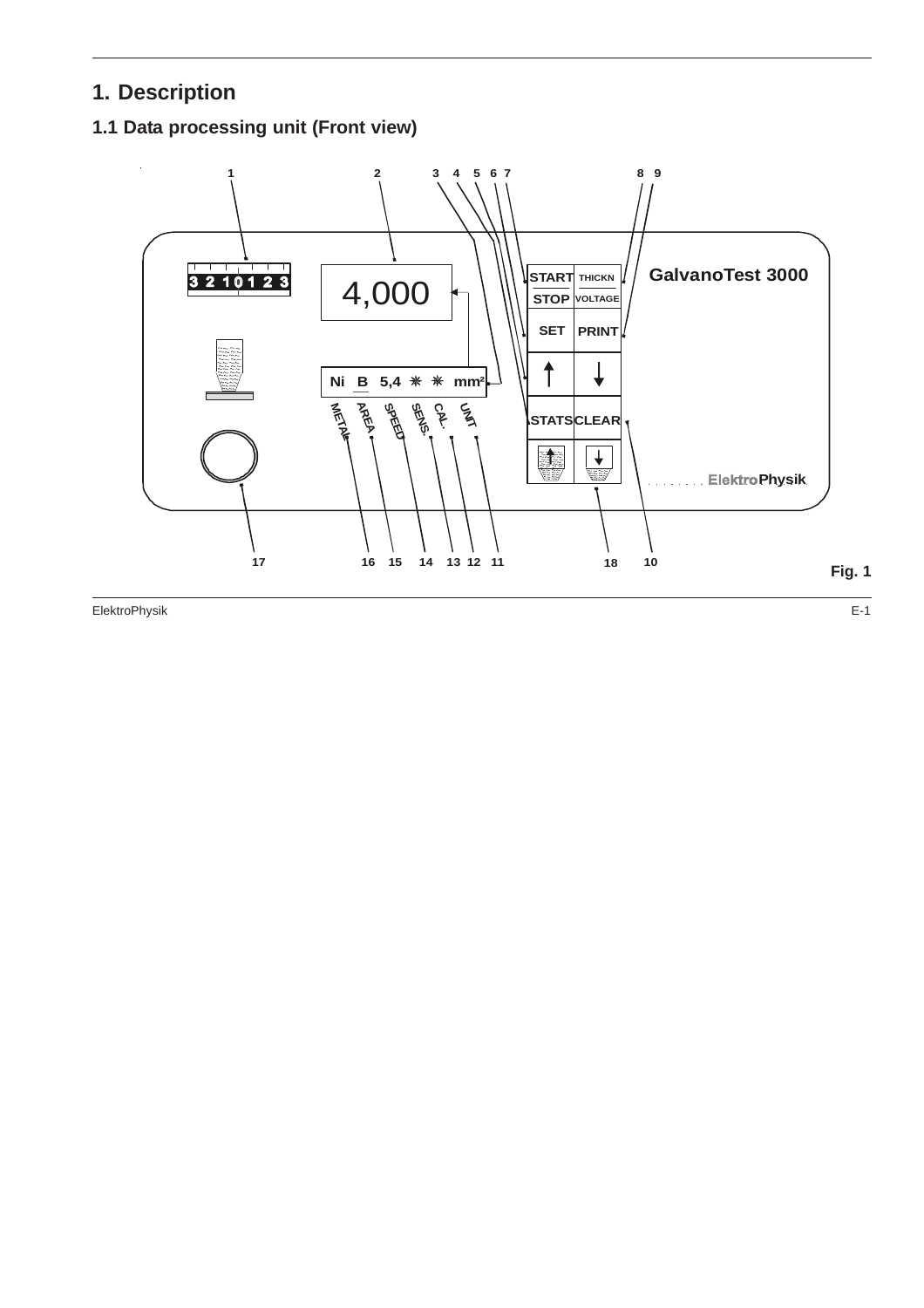# 1. Description

## 1.1 Data processing unit (Front view)

1 2 3 4 5 6 7 8 9

3 2 1 0 1 2 3

4,000

START / STOP THICKN / VOLTAGE

GalvanoTest 3000

SET PRINT

Ni B 5,4 mm²

METAL AREA SPEED SENS. CAL. UNIT

STATS CLEAR

ElektroPhysik

17 16 15 14 13 12 11 18 10

Fig. 1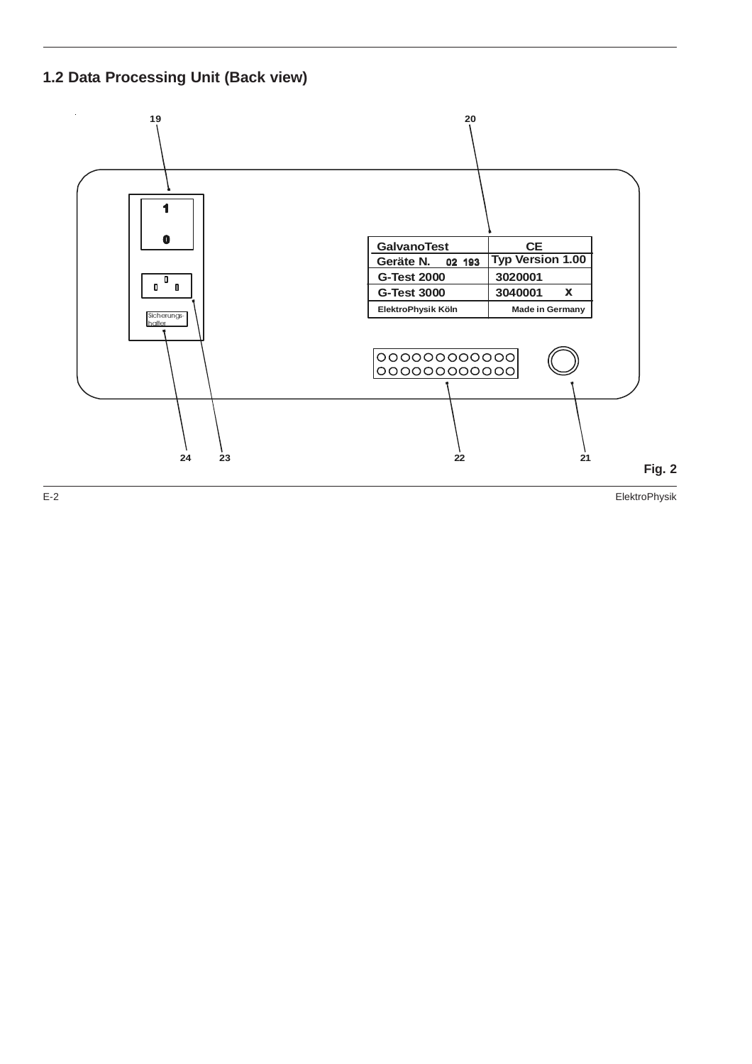## 1.2 Data Processing Unit (Back view)

19 20

| GalvanoTest | CE |
|---|---|
| Geräte N. 02 193 | Typ Version 1.00 |
| G-Test 2000 | 3020001 |
| G-Test 3000 | 3040001 X |
| ElektroPhysik Köln | Made in Germany |

Sicherungs-halter

24 23 22 21

**Fig. 2**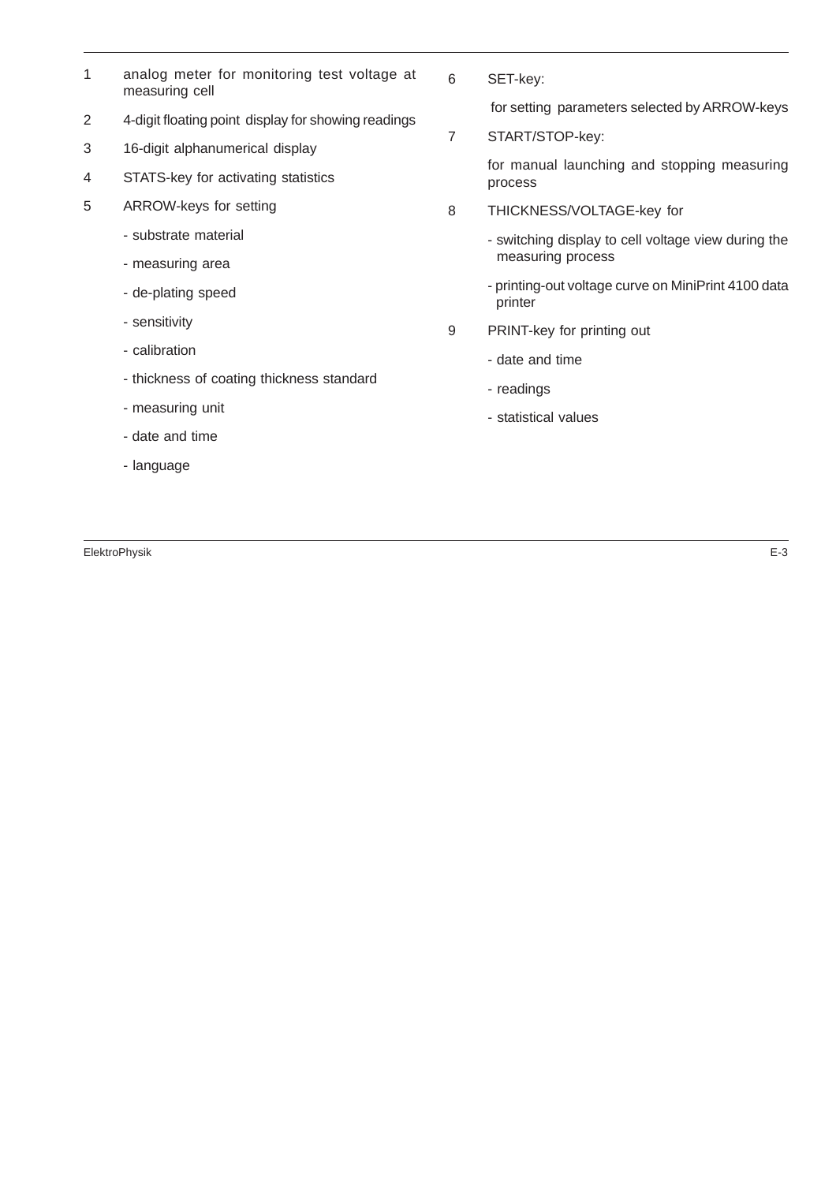1 analog meter for monitoring test voltage at measuring cell

2 4-digit floating point display for showing readings

3 16-digit alphanumerical display

4 STATS-key for activating statistics

5 ARROW-keys for setting

- substrate material
- measuring area
- de-plating speed
- sensitivity
- calibration
- thickness of coating thickness standard
- measuring unit
- date and time
- language

6 SET-key:

for setting parameters selected by ARROW-keys

7 START/STOP-key:

for manual launching and stopping measuring process

8 THICKNESS/VOLTAGE-key for

- switching display to cell voltage view during the measuring process
- printing-out voltage curve on MiniPrint 4100 data printer

9 PRINT-key for printing out

- date and time
- readings
- statistical values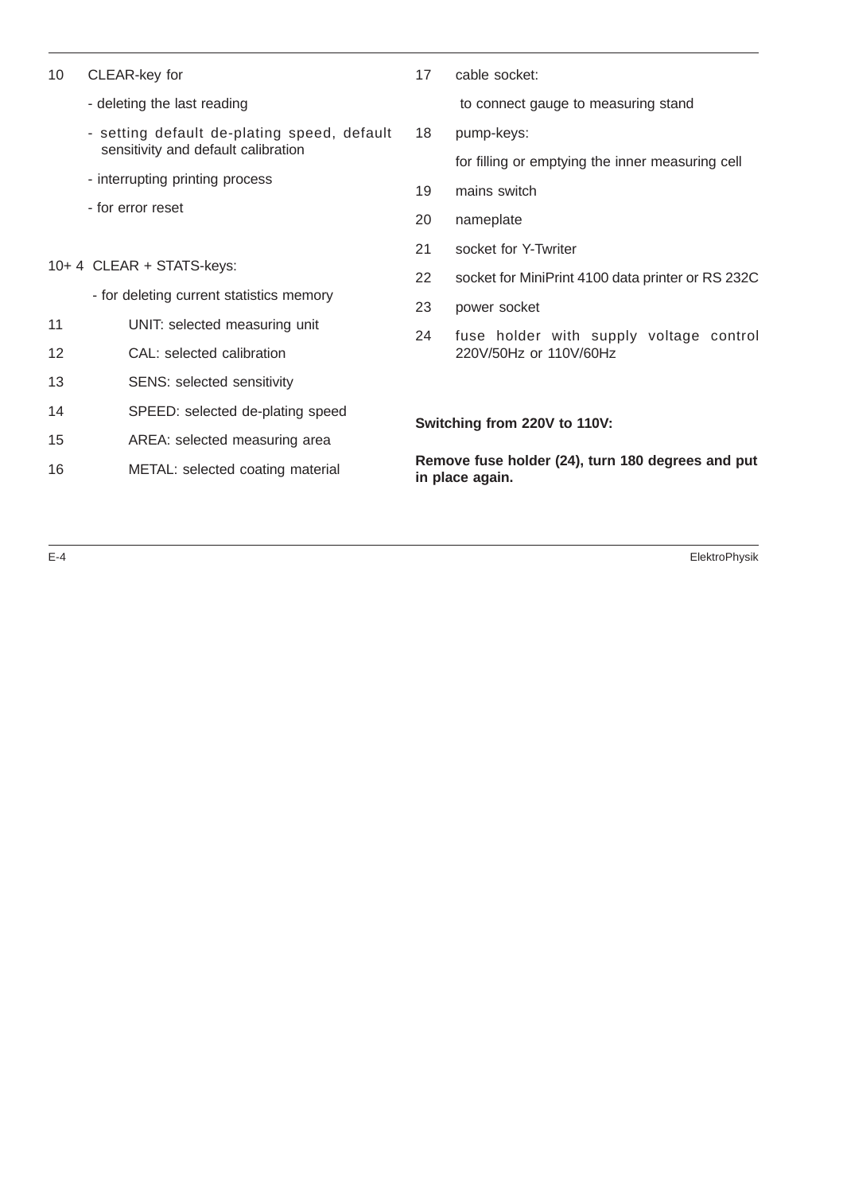10 CLEAR-key for

- deleting the last reading
- setting default de-plating speed, default sensitivity and default calibration
- interrupting printing process
- for error reset

10+ 4 CLEAR + STATS-keys:

- for deleting current statistics memory

11 UNIT: selected measuring unit

12 CAL: selected calibration

13 SENS: selected sensitivity

14 SPEED: selected de-plating speed

15 AREA: selected measuring area

16 METAL: selected coating material

17 cable socket:

to connect gauge to measuring stand

18 pump-keys:

for filling or emptying the inner measuring cell

19 mains switch

20 nameplate

21 socket for Y-Twriter

22 socket for MiniPrint 4100 data printer or RS 232C

23 power socket

24 fuse holder with supply voltage control 220V/50Hz or 110V/60Hz

**Switching from 220V to 110V:**

**Remove fuse holder (24), turn 180 degrees and put in place again.**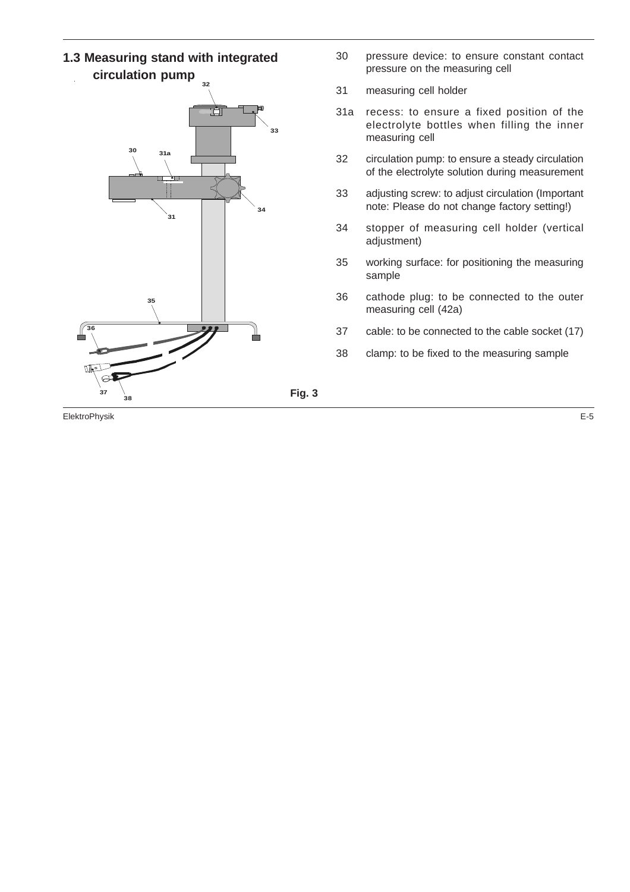## 1.3 Measuring stand with integrated circulation pump

Fig. 3

30 pressure device: to ensure constant contact pressure on the measuring cell

31 measuring cell holder

31a recess: to ensure a fixed position of the electrolyte bottles when filling the inner measuring cell

32 circulation pump: to ensure a steady circulation of the electrolyte solution during measurement

33 adjusting screw: to adjust circulation (Important note: Please do not change factory setting!)

34 stopper of measuring cell holder (vertical adjustment)

35 working surface: for positioning the measuring sample

36 cathode plug: to be connected to the outer measuring cell (42a)

37 cable: to be connected to the cable socket (17)

38 clamp: to be fixed to the measuring sample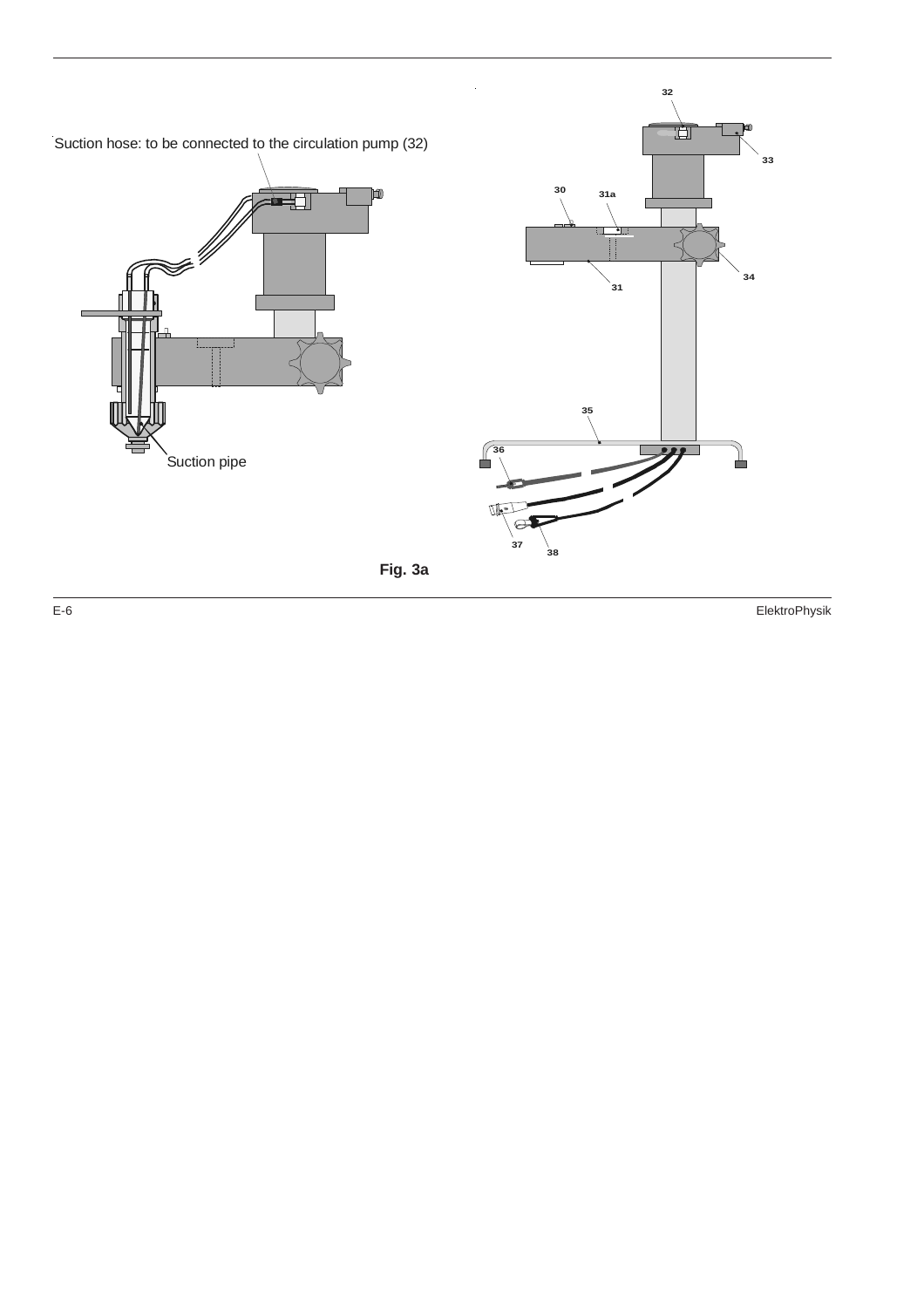Suction hose: to be connected to the circulation pump (32)

Suction pipe

32

33

30

31a

31

34

35

36

37

38

**Fig. 3a**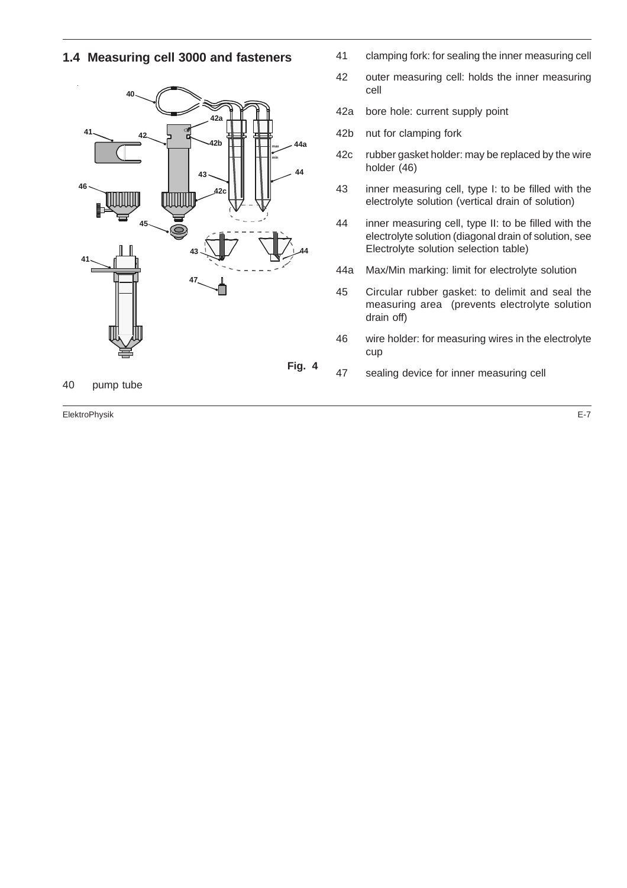## 1.4 Measuring cell 3000 and fasteners

Fig. 4

40 pump tube

41 clamping fork: for sealing the inner measuring cell

42 outer measuring cell: holds the inner measuring cell

42a bore hole: current supply point

42b nut for clamping fork

42c rubber gasket holder: may be replaced by the wire holder (46)

43 inner measuring cell, type I: to be filled with the electrolyte solution (vertical drain of solution)

44 inner measuring cell, type II: to be filled with the electrolyte solution (diagonal drain of solution, see Electrolyte solution selection table)

44a Max/Min marking: limit for electrolyte solution

45 Circular rubber gasket: to delimit and seal the measuring area (prevents electrolyte solution drain off)

46 wire holder: for measuring wires in the electrolyte cup

47 sealing device for inner measuring cell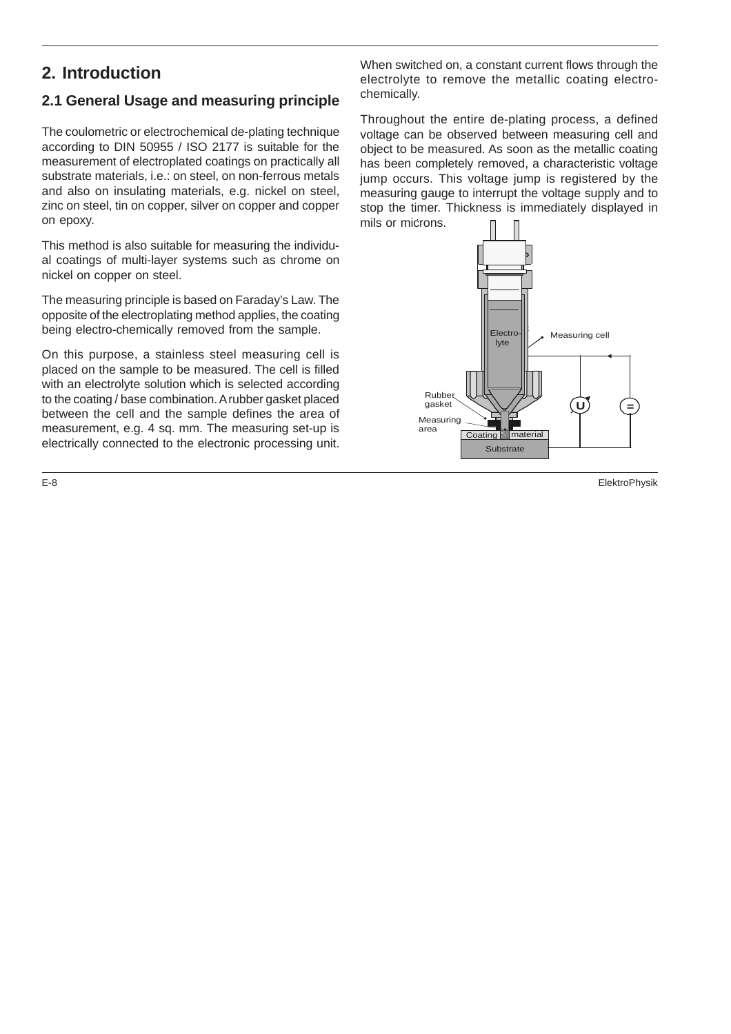# 2. Introduction

## 2.1 General Usage and measuring principle

The coulometric or electrochemical de-plating technique according to DIN 50955 / ISO 2177 is suitable for the measurement of electroplated coatings on practically all substrate materials, i.e.: on steel, on non-ferrous metals and also on insulating materials, e.g. nickel on steel, zinc on steel, tin on copper, silver on copper and copper on epoxy.

This method is also suitable for measuring the individual coatings of multi-layer systems such as chrome on nickel on copper on steel.

The measuring principle is based on Faraday's Law. The opposite of the electroplating method applies, the coating being electro-chemically removed from the sample.

On this purpose, a stainless steel measuring cell is placed on the sample to be measured. The cell is filled with an electrolyte solution which is selected according to the coating / base combination. A rubber gasket placed between the cell and the sample defines the area of measurement, e.g. 4 sq. mm. The measuring set-up is electrically connected to the electronic processing unit.

When switched on, a constant current flows through the electrolyte to remove the metallic coating electro-chemically.

Throughout the entire de-plating process, a defined voltage can be observed between measuring cell and object to be measured. As soon as the metallic coating has been completely removed, a characteristic voltage jump occurs. This voltage jump is registered by the measuring gauge to interrupt the voltage supply and to stop the timer. Thickness is immediately displayed in mils or microns.

Electro-lyte
Measuring cell
Rubber gasket
Measuring area
Coating material
Substrate
U
=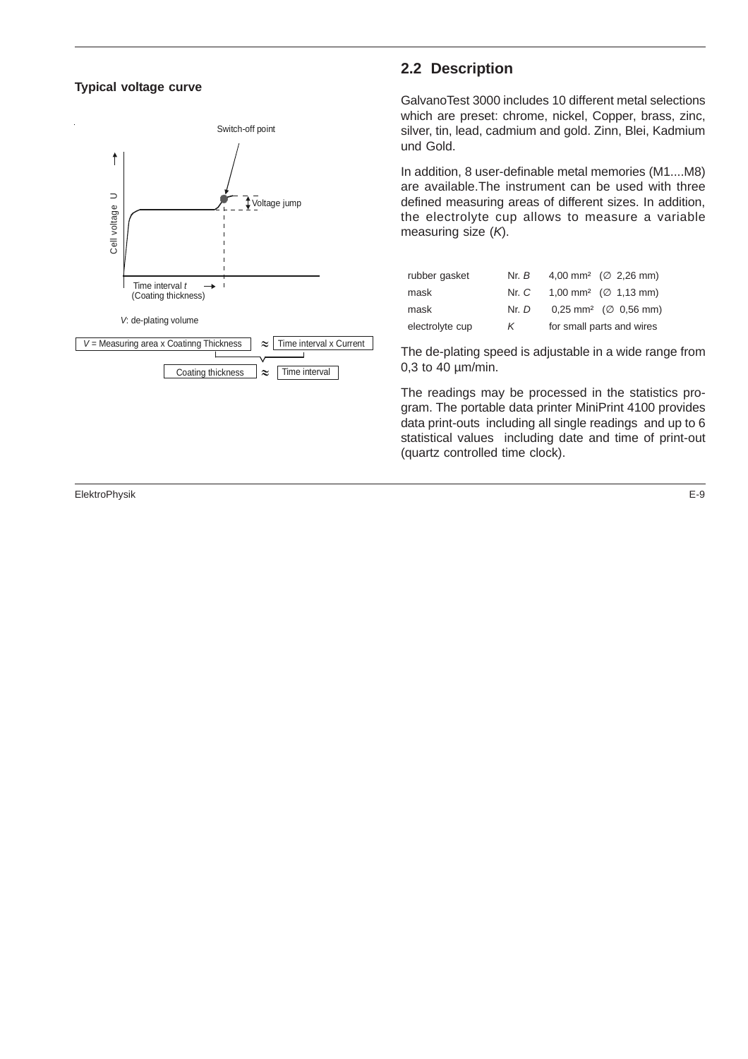**Typical voltage curve**

Switch-off point

Voltage jump

Cell voltage U

Time interval *t* (Coating thickness)

*V*: de-plating volume

*V* = Measuring area x Coatinng Thickness ≈ Time interval x Current

Coating thickness ≈ Time interval

## 2.2 Description

GalvanoTest 3000 includes 10 different metal selections which are preset: chrome, nickel, Copper, brass, zinc, silver, tin, lead, cadmium and gold. Zinn, Blei, Kadmium und Gold.

In addition, 8 user-definable metal memories (M1....M8) are available.The instrument can be used with three defined measuring areas of different sizes. In addition, the electrolyte cup allows to measure a variable measuring size (*K*).

| | | |
|---|---|---|
| rubber gasket | Nr. *B* | 4,00 mm² (∅ 2,26 mm) |
| mask | Nr. *C* | 1,00 mm² (∅ 1,13 mm) |
| mask | Nr. *D* | 0,25 mm² (∅ 0,56 mm) |
| electrolyte cup | *K* | for small parts and wires |

The de-plating speed is adjustable in a wide range from 0,3 to 40 µm/min.

The readings may be processed in the statistics program. The portable data printer MiniPrint 4100 provides data print-outs including all single readings and up to 6 statistical values including date and time of print-out (quartz controlled time clock).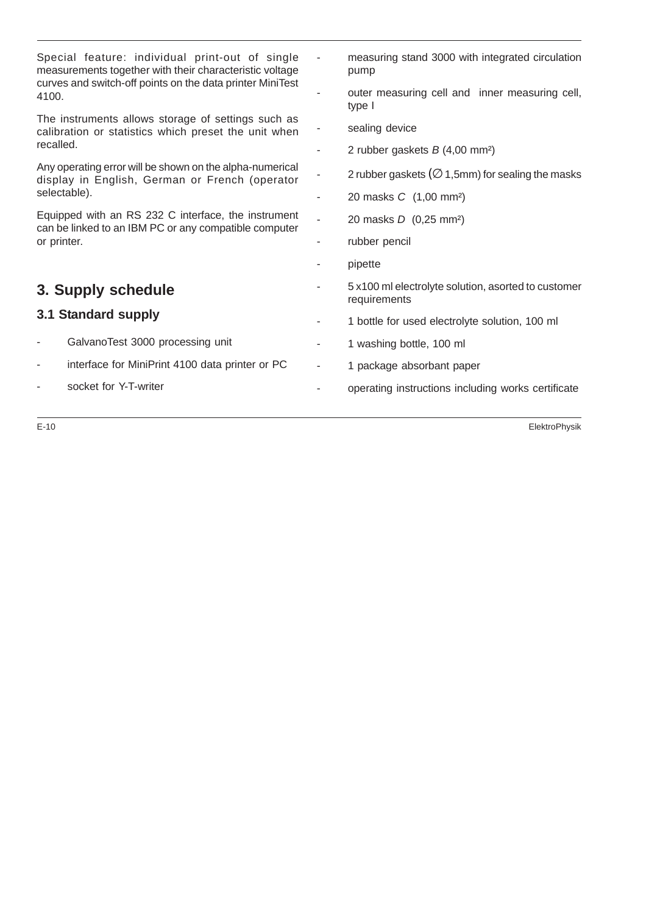Special feature: individual print-out of single measurements together with their characteristic voltage curves and switch-off points on the data printer MiniTest 4100.

The instruments allows storage of settings such as calibration or statistics which preset the unit when recalled.

Any operating error will be shown on the alpha-numerical display in English, German or French (operator selectable).

Equipped with an RS 232 C interface, the instrument can be linked to an IBM PC or any compatible computer or printer.

## 3. Supply schedule

### 3.1 Standard supply

- GalvanoTest 3000 processing unit
- interface for MiniPrint 4100 data printer or PC
- socket for Y-T-writer
- measuring stand 3000 with integrated circulation pump
- outer measuring cell and inner measuring cell, type I
- sealing device
- 2 rubber gaskets *B* (4,00 mm²)
- 2 rubber gaskets (∅ 1,5mm) for sealing the masks
- 20 masks *C* (1,00 mm²)
- 20 masks *D* (0,25 mm²)
- rubber pencil
- pipette
- 5 x100 ml electrolyte solution, asorted to customer requirements
- 1 bottle for used electrolyte solution, 100 ml
- 1 washing bottle, 100 ml
- 1 package absorbant paper
- operating instructions including works certificate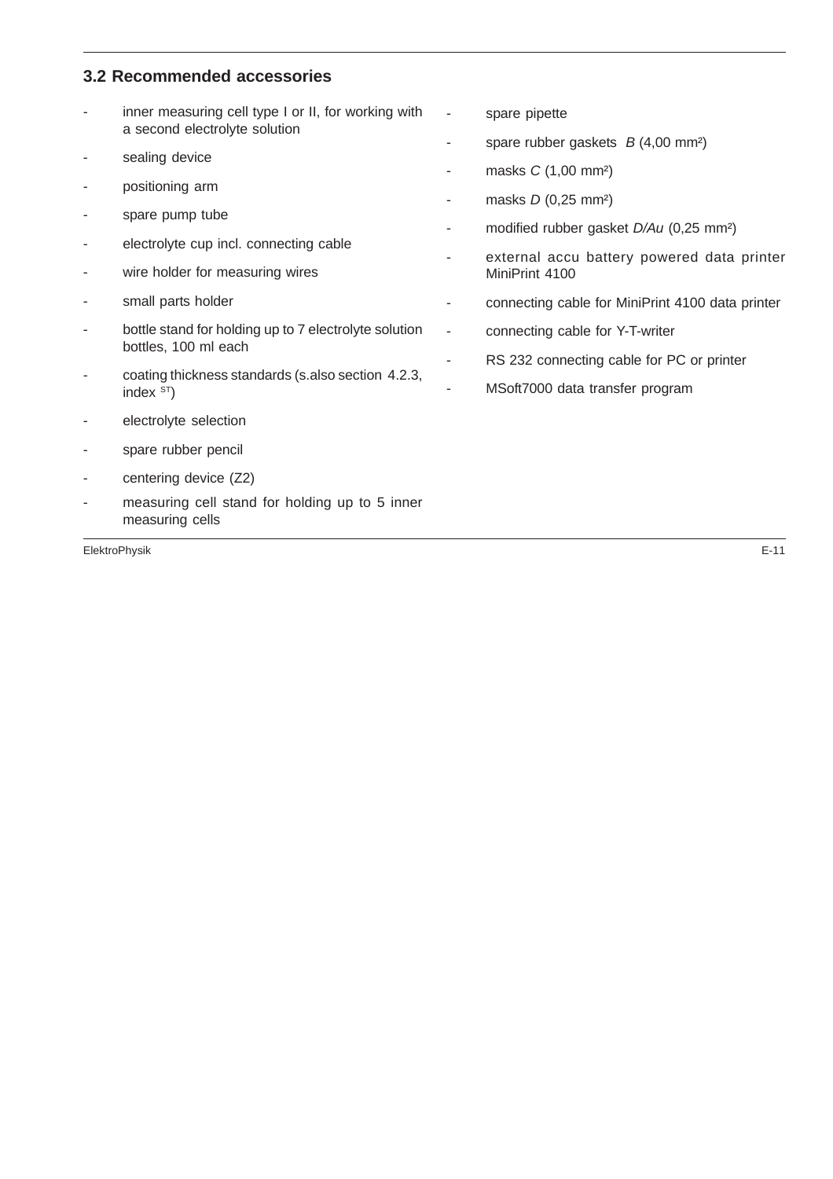## 3.2 Recommended accessories

- inner measuring cell type I or II, for working with a second electrolyte solution
- sealing device
- positioning arm
- spare pump tube
- electrolyte cup incl. connecting cable
- wire holder for measuring wires
- small parts holder
- bottle stand for holding up to 7 electrolyte solution bottles, 100 ml each
- coating thickness standards (s.also section 4.2.3, index $^{ST}$)
- electrolyte selection
- spare rubber pencil
- centering device (Z2)
- measuring cell stand for holding up to 5 inner measuring cells
- spare pipette
- spare rubber gaskets *B* (4,00 mm²)
- masks *C* (1,00 mm²)
- masks *D* (0,25 mm²)
- modified rubber gasket *D/Au* (0,25 mm²)
- external accu battery powered data printer MiniPrint 4100
- connecting cable for MiniPrint 4100 data printer
- connecting cable for Y-T-writer
- RS 232 connecting cable for PC or printer
- MSoft7000 data transfer program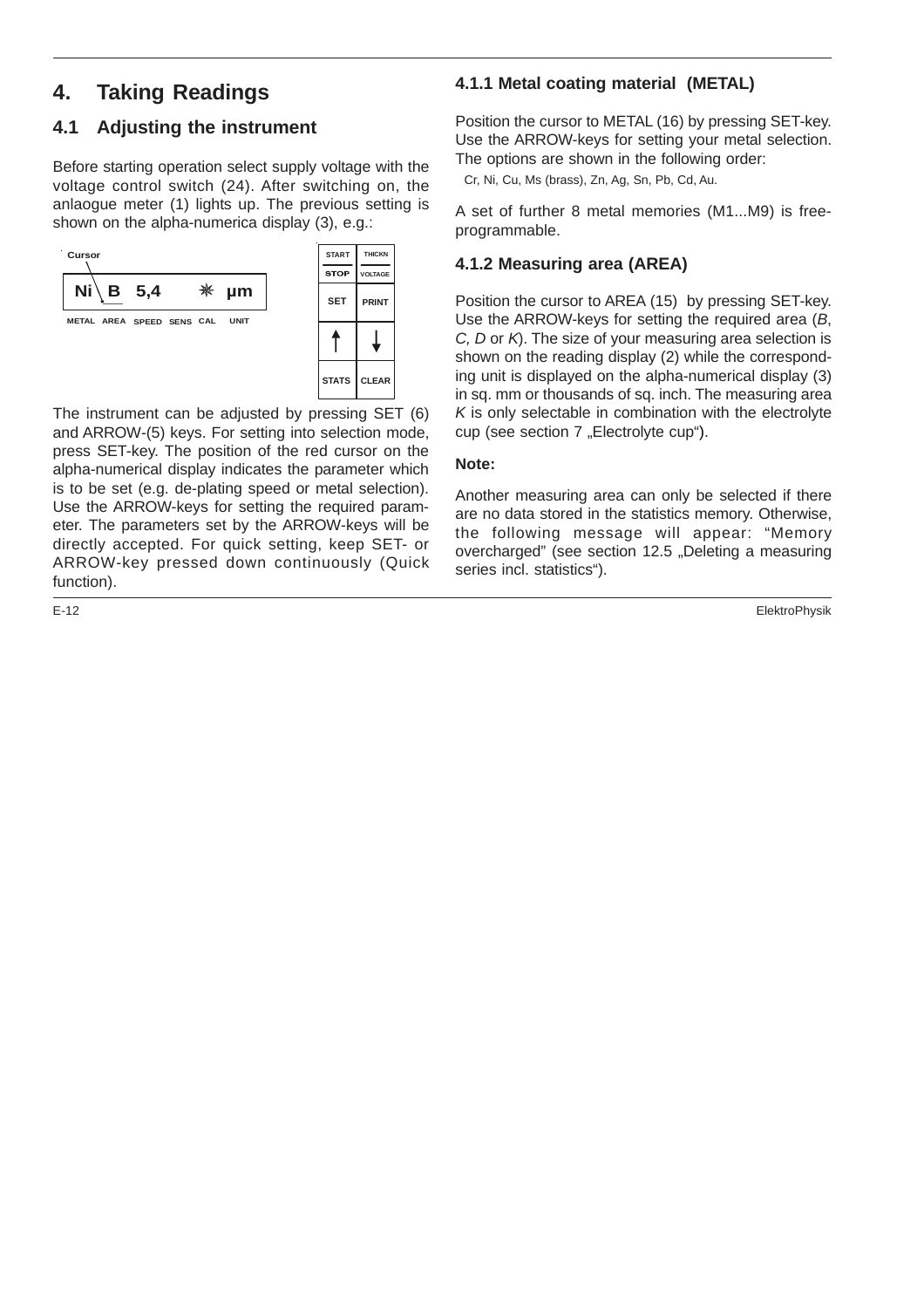# 4. Taking Readings

## 4.1 Adjusting the instrument

Before starting operation select supply voltage with the voltage control switch (24). After switching on, the anlaogue meter (1) lights up. The previous setting is shown on the alpha-numerica display (3), e.g.:

Cursor

Ni B 5,4 ✳ µm

METAL AREA SPEED SENS CAL UNIT

| START / STOP | THICKN / VOLTAGE |
|---|---|
| SET | PRINT |
| ↑ | ↓ |
| STATS | CLEAR |

The instrument can be adjusted by pressing SET (6) and ARROW-(5) keys. For setting into selection mode, press SET-key. The position of the red cursor on the alpha-numerical display indicates the parameter which is to be set (e.g. de-plating speed or metal selection). Use the ARROW-keys for setting the required parameter. The parameters set by the ARROW-keys will be directly accepted. For quick setting, keep SET- or ARROW-key pressed down continuously (Quick function).

### 4.1.1 Metal coating material (METAL)

Position the cursor to METAL (16) by pressing SET-key. Use the ARROW-keys for setting your metal selection. The options are shown in the following order:

Cr, Ni, Cu, Ms (brass), Zn, Ag, Sn, Pb, Cd, Au.

A set of further 8 metal memories (M1...M9) is free-programmable.

### 4.1.2 Measuring area (AREA)

Position the cursor to AREA (15) by pressing SET-key. Use the ARROW-keys for setting the required area (*B*, *C, D* or *K*). The size of your measuring area selection is shown on the reading display (2) while the corresponding unit is displayed on the alpha-numerical display (3) in sq. mm or thousands of sq. inch. The measuring area *K* is only selectable in combination with the electrolyte cup (see section 7 „Electrolyte cup“).

**Note:**

Another measuring area can only be selected if there are no data stored in the statistics memory. Otherwise, the following message will appear: “Memory overcharged” (see section 12.5 „Deleting a measuring series incl. statistics“).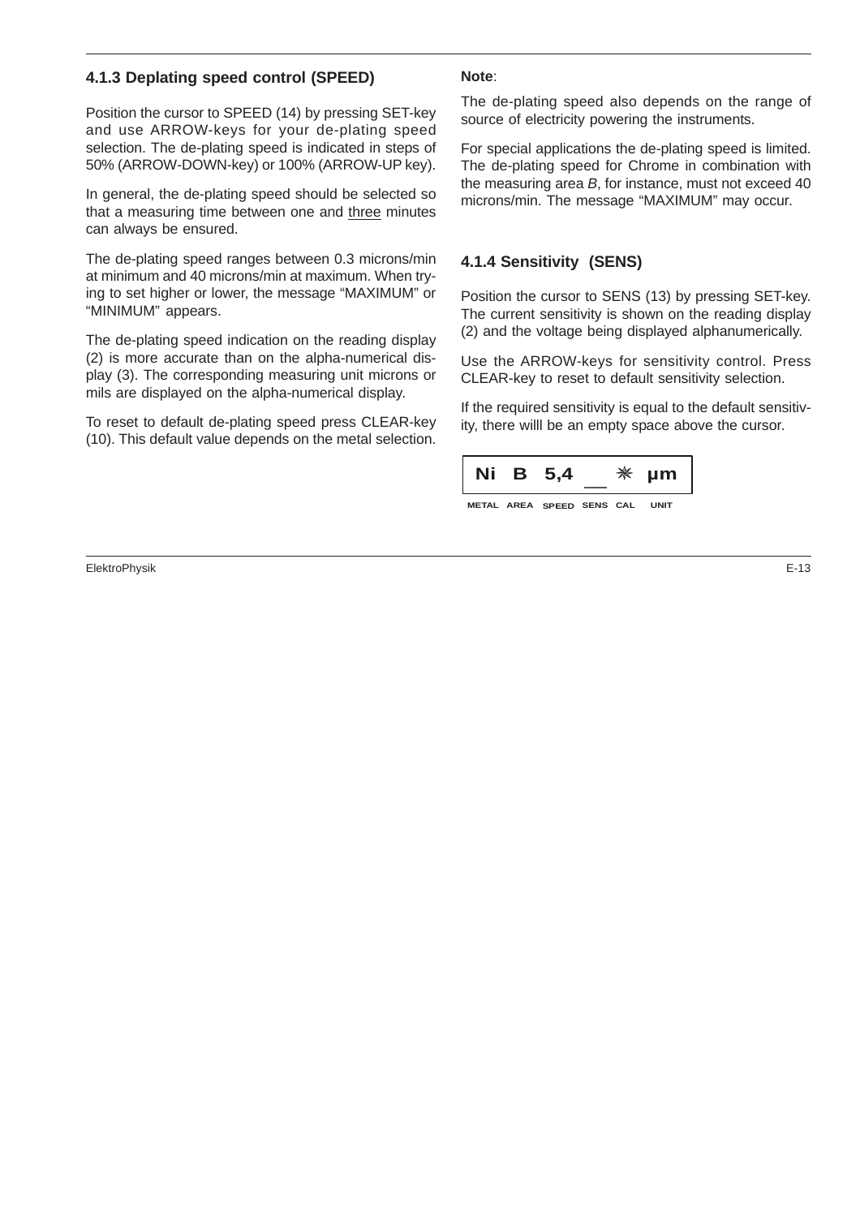### 4.1.3 Deplating speed control (SPEED)

Position the cursor to SPEED (14) by pressing SET-key and use ARROW-keys for your de-plating speed selection. The de-plating speed is indicated in steps of 50% (ARROW-DOWN-key) or 100% (ARROW-UP key).

In general, the de-plating speed should be selected so that a measuring time between one and three minutes can always be ensured.

The de-plating speed ranges between 0.3 microns/min at minimum and 40 microns/min at maximum. When trying to set higher or lower, the message “MAXIMUM” or “MINIMUM” appears.

The de-plating speed indication on the reading display (2) is more accurate than on the alpha-numerical display (3). The corresponding measuring unit microns or mils are displayed on the alpha-numerical display.

To reset to default de-plating speed press CLEAR-key (10). This default value depends on the metal selection.

**Note**:

The de-plating speed also depends on the range of source of electricity powering the instruments.

For special applications the de-plating speed is limited. The de-plating speed for Chrome in combination with the measuring area *B*, for instance, must not exceed 40 microns/min. The message “MAXIMUM” may occur.

### 4.1.4 Sensitivity (SENS)

Position the cursor to SENS (13) by pressing SET-key. The current sensitivity is shown on the reading display (2) and the voltage being displayed alphanumerically.

Use the ARROW-keys for sensitivity control. Press CLEAR-key to reset to default sensitivity selection.

If the required sensitivity is equal to the default sensitivity, there willl be an empty space above the cursor.

| Ni | B | 5,4 | __ | ✳ | µm |
|---|---|---|---|---|---|
| METAL | AREA | SPEED | SENS | CAL | UNIT |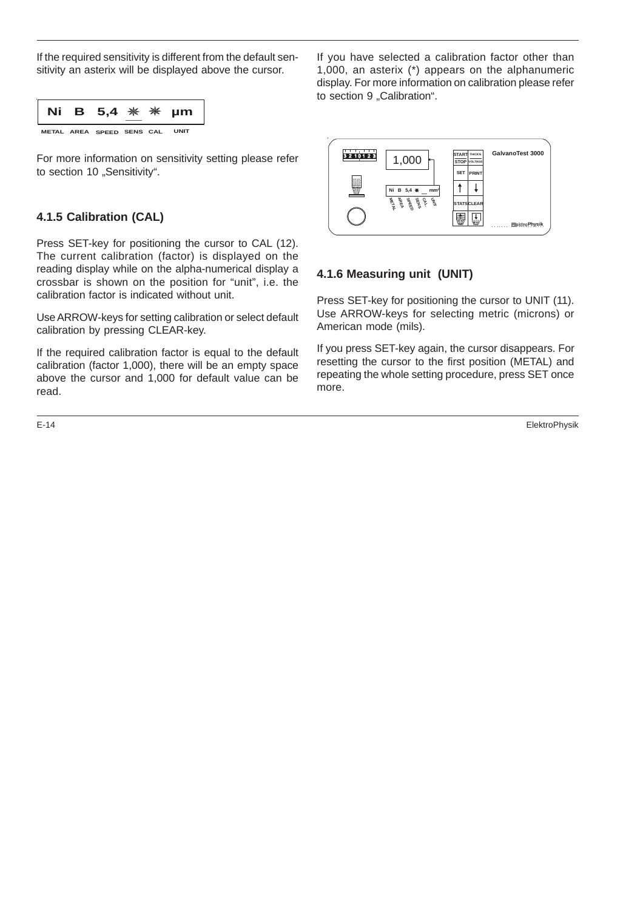If the required sensitivity is different from the default sensitivity an asterix will be displayed above the cursor.

| Ni | B | 5,4 | ✳ | ✳ | µm |
|---|---|---|---|---|---|
| METAL | AREA | SPEED | SENS | CAL | UNIT |

For more information on sensitivity setting please refer to section 10 „Sensitivity“.

### 4.1.5 Calibration (CAL)

Press SET-key for positioning the cursor to CAL (12). The current calibration (factor) is displayed on the reading display while on the alpha-numerical display a crossbar is shown on the position for “unit”, i.e. the calibration factor is indicated without unit.

Use ARROW-keys for setting calibration or select default calibration by pressing CLEAR-key.

If the required calibration factor is equal to the default calibration (factor 1,000), there will be an empty space above the cursor and 1,000 for default value can be read.

If you have selected a calibration factor other than 1,000, an asterix (*) appears on the alphanumeric display. For more information on calibration please refer to section 9 „Calibration“.

### 4.1.6 Measuring unit (UNIT)

Press SET-key for positioning the cursor to UNIT (11). Use ARROW-keys for selecting metric (microns) or American mode (mils).

If you press SET-key again, the cursor disappears. For resetting the cursor to the first position (METAL) and repeating the whole setting procedure, press SET once more.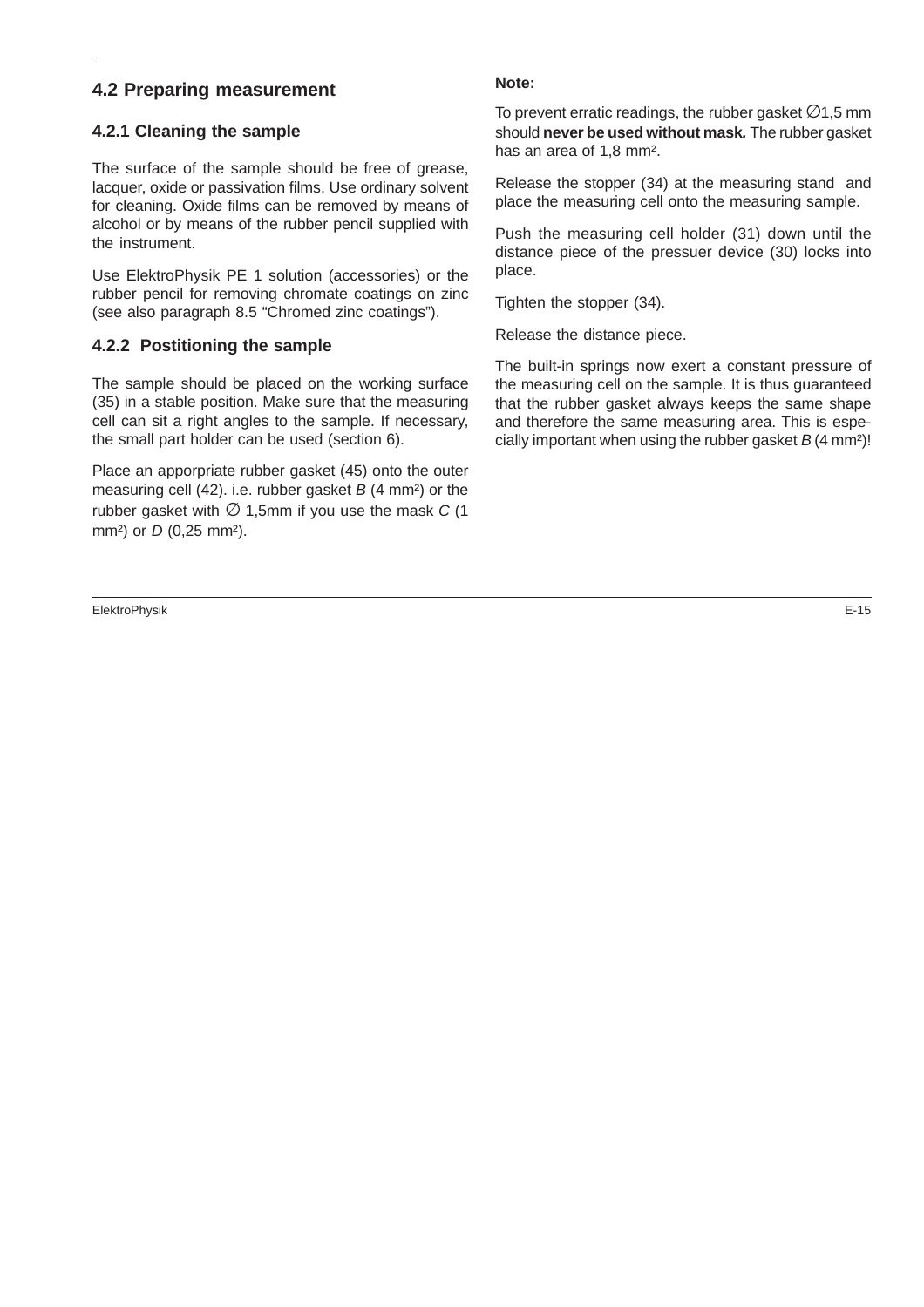## 4.2 Preparing measurement

### 4.2.1 Cleaning the sample

The surface of the sample should be free of grease, lacquer, oxide or passivation films. Use ordinary solvent for cleaning. Oxide films can be removed by means of alcohol or by means of the rubber pencil supplied with the instrument.

Use ElektroPhysik PE 1 solution (accessories) or the rubber pencil for removing chromate coatings on zinc (see also paragraph 8.5 “Chromed zinc coatings”).

### 4.2.2 Postitioning the sample

The sample should be placed on the working surface (35) in a stable position. Make sure that the measuring cell can sit a right angles to the sample. If necessary, the small part holder can be used (section 6).

Place an apporpriate rubber gasket (45) onto the outer measuring cell (42). i.e. rubber gasket *B* (4 mm²) or the rubber gasket with ∅ 1,5mm if you use the mask *C* (1 mm²) or *D* (0,25 mm²).

**Note:**

To prevent erratic readings, the rubber gasket ∅1,5 mm should **never be used without mask.** The rubber gasket has an area of 1,8 mm².

Release the stopper (34) at the measuring stand and place the measuring cell onto the measuring sample.

Push the measuring cell holder (31) down until the distance piece of the pressuer device (30) locks into place.

Tighten the stopper (34).

Release the distance piece.

The built-in springs now exert a constant pressure of the measuring cell on the sample. It is thus guaranteed that the rubber gasket always keeps the same shape and therefore the same measuring area. This is especially important when using the rubber gasket *B* (4 mm²)!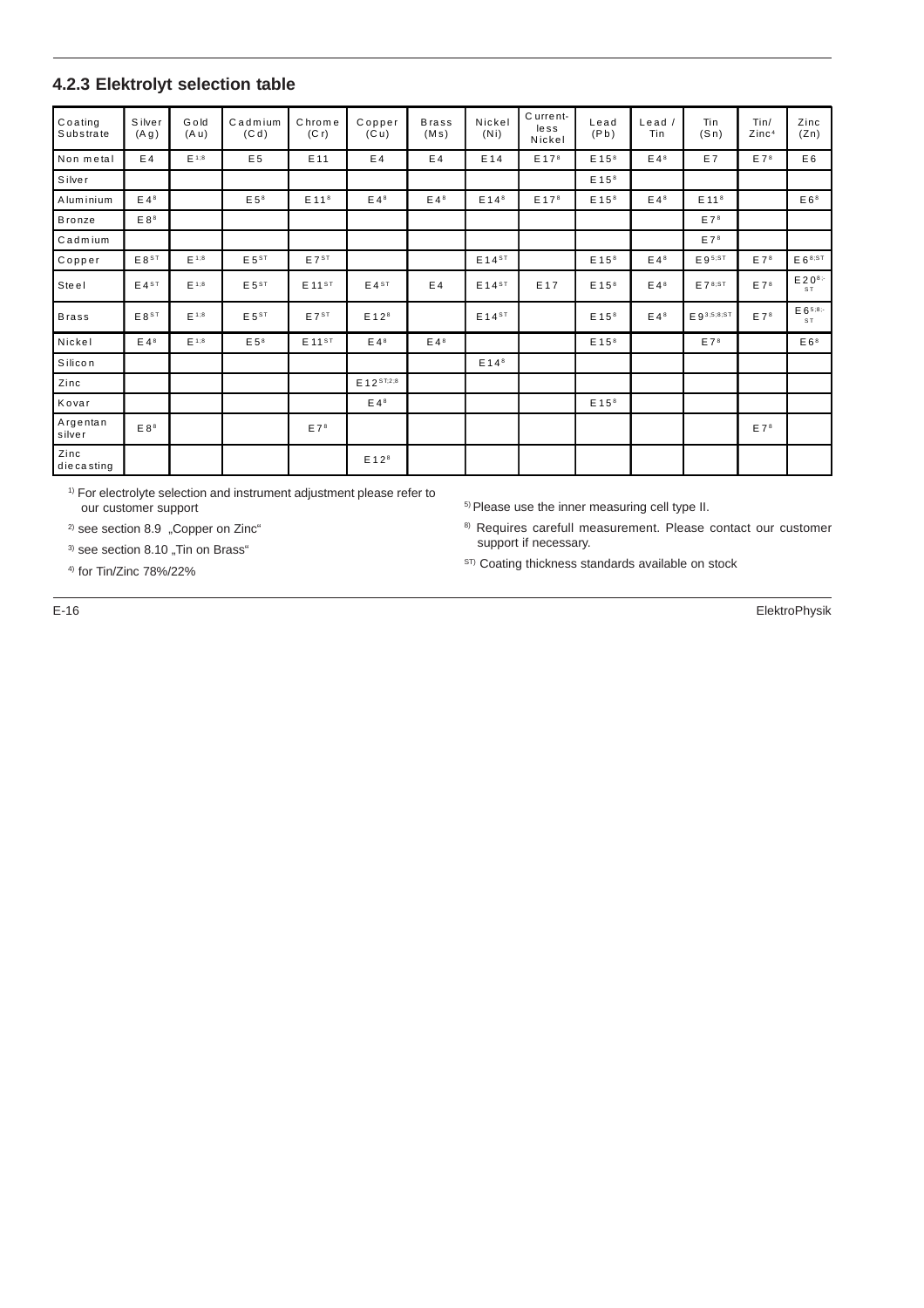### 4.2.3 Elektrolyt selection table

| Coating Substrate | Silver (Ag) | Gold (Au) | Cadmium (Cd) | Chrome (Cr) | Copper (Cu) | Brass (Ms) | Nickel (Ni) | Current-less Nickel | Lead (Pb) | Lead / Tin | Tin (Sn) | Tin/ Zinc[4] | Zinc (Zn) |
|---|---|---|---|---|---|---|---|---|---|---|---|---|---|
| Non metal | E4 | E [1;8] | E5 | E11 | E4 | E4 | E14 | E17 [8] | E15 [8] | E4 [8] | E7 | E7 [8] | E6 |
| Silver | | | | | | | | | E15 [8] | | | | |
| Aluminium | E4 [8] | | E5 [8] | E11 [8] | E4 [8] | E4 [8] | E14 [8] | E17 [8] | E15 [8] | E4 [8] | E11 [8] | | E6 [8] |
| Bronze | E8 [8] | | | | | | | | | | E7 [8] | | |
| Cadmium | | | | | | | | | | | E7 [8] | | |
| Copper | E8 [ST] | E [1;8] | E5 [ST] | E7 [ST] | | | E14 [ST] | | E15 [8] | E4 [8] | E9 [5;ST] | E7 [8] | E6 [8;ST] |
| Steel | E4 [ST] | E [1;8] | E5 [ST] | E11 [ST] | E4 [ST] | E4 | E14 [ST] | E17 | E15 [8] | E4 [8] | E7 [8;ST] | E7 [8] | E20 [8;-ST] |
| Brass | E8 [ST] | E [1;8] | E5 [ST] | E7 [ST] | E12 [8] | | E14 [ST] | | E15 [8] | E4 [8] | E9 [3;5;8;ST] | E7 [8] | E6 [5;8;-ST] |
| Nickel | E4 [8] | E [1;8] | E5 [8] | E11 [ST] | E4 [8] | E4 [8] | | | E15 [8] | | E7 [8] | | E6 [8] |
| Silicon | | | | | | | E14 [8] | | | | | | |
| Zinc | | | | | E12 [ST;2;8] | | | | | | | | |
| Kovar | | | | | E4 [8] | | | | E15 [8] | | | | |
| Argentan silver | E8 [8] | | | E7 [8] | | | | | | | | E7 [8] | |
| Zinc diecasting | | | | | E12 [8] | | | | | | | | |

[1)] For electrolyte selection and instrument adjustment please refer to our customer support

[2)] see section 8.9 „Copper on Zinc“

[3)] see section 8.10 „Tin on Brass“

[4)] for Tin/Zinc 78%/22%

[5)] Please use the inner measuring cell type II.

[8)] Requires carefull measurement. Please contact our customer support if necessary.

[ST)] Coating thickness standards available on stock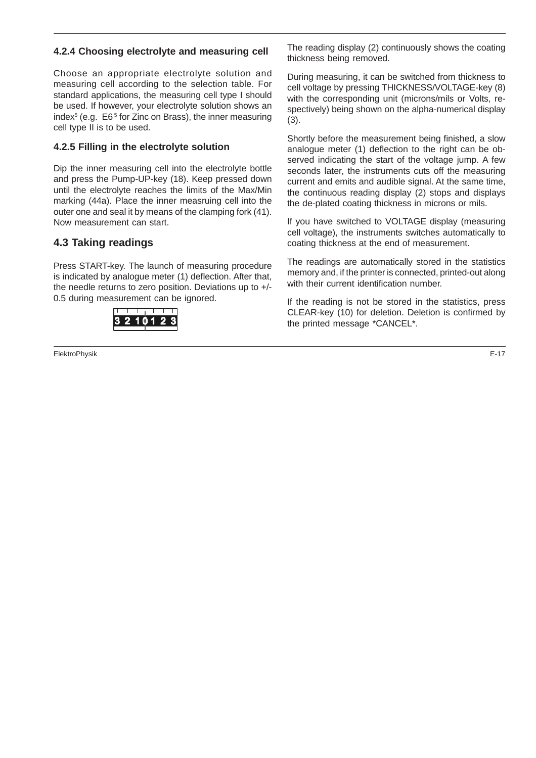#### 4.2.4 Choosing electrolyte and measuring cell

Choose an appropriate electrolyte solution and measuring cell according to the selection table. For standard applications, the measuring cell type I should be used. If however, your electrolyte solution shows an index[5] (e.g. E6[5] for Zinc on Brass), the inner measuring cell type II is to be used.

#### 4.2.5 Filling in the electrolyte solution

Dip the inner measuring cell into the electrolyte bottle and press the Pump-UP-key (18). Keep pressed down until the electrolyte reaches the limits of the Max/Min marking (44a). Place the inner measruing cell into the outer one and seal it by means of the clamping fork (41). Now measurement can start.

### 4.3 Taking readings

Press START-key. The launch of measuring procedure is indicated by analogue meter (1) deflection. After that, the needle returns to zero position. Deviations up to +/- 0.5 during measurement can be ignored.

3 2 1 0 1 2 3

The reading display (2) continuously shows the coating thickness being removed.

During measuring, it can be switched from thickness to cell voltage by pressing THICKNESS/VOLTAGE-key (8) with the corresponding unit (microns/mils or Volts, respectively) being shown on the alpha-numerical display (3).

Shortly before the measurement being finished, a slow analogue meter (1) deflection to the right can be observed indicating the start of the voltage jump. A few seconds later, the instruments cuts off the measuring current and emits and audible signal. At the same time, the continuous reading display (2) stops and displays the de-plated coating thickness in microns or mils.

If you have switched to VOLTAGE display (measuring cell voltage), the instruments switches automatically to coating thickness at the end of measurement.

The readings are automatically stored in the statistics memory and, if the printer is connected, printed-out along with their current identification number.

If the reading is not be stored in the statistics, press CLEAR-key (10) for deletion. Deletion is confirmed by the printed message *CANCEL*.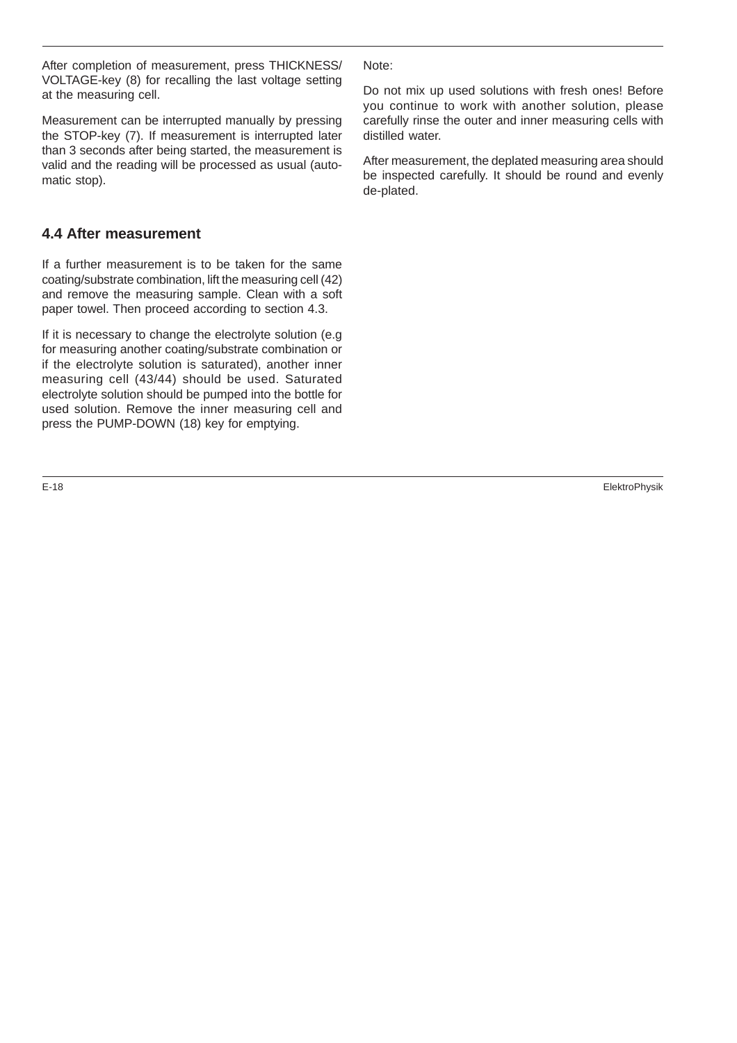After completion of measurement, press THICKNESS/ VOLTAGE-key (8) for recalling the last voltage setting at the measuring cell.

Measurement can be interrupted manually by pressing the STOP-key (7). If measurement is interrupted later than 3 seconds after being started, the measurement is valid and the reading will be processed as usual (automatic stop).

## 4.4 After measurement

If a further measurement is to be taken for the same coating/substrate combination, lift the measuring cell (42) and remove the measuring sample. Clean with a soft paper towel. Then proceed according to section 4.3.

If it is necessary to change the electrolyte solution (e.g for measuring another coating/substrate combination or if the electrolyte solution is saturated), another inner measuring cell (43/44) should be used. Saturated electrolyte solution should be pumped into the bottle for used solution. Remove the inner measuring cell and press the PUMP-DOWN (18) key for emptying.

Note:

Do not mix up used solutions with fresh ones! Before you continue to work with another solution, please carefully rinse the outer and inner measuring cells with distilled water.

After measurement, the deplated measuring area should be inspected carefully. It should be round and evenly de-plated.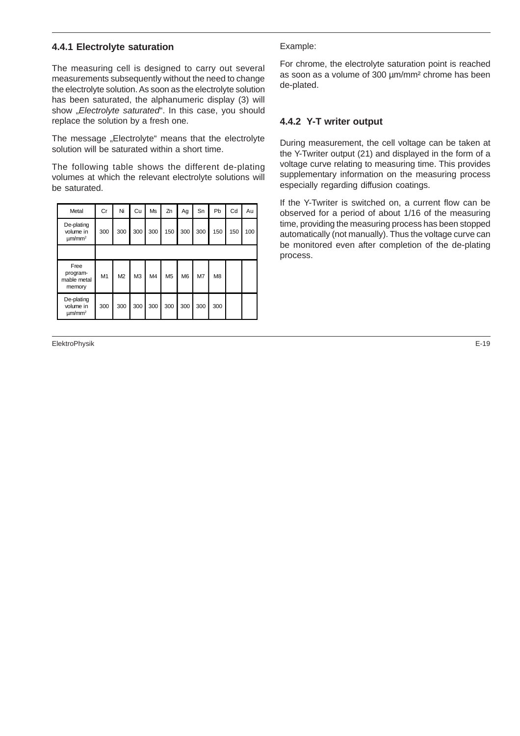### 4.4.1 Electrolyte saturation

The measuring cell is designed to carry out several measurements subsequently without the need to change the electrolyte solution. As soon as the electrolyte solution has been saturated, the alphanumeric display (3) will show „*Electrolyte saturated*". In this case, you should replace the solution by a fresh one.

The message „Electrolyte" means that the electrolyte solution will be saturated within a short time.

The following table shows the different de-plating volumes at which the relevant electrolyte solutions will be saturated.

| Metal | Cr | Ni | Cu | Ms | Zn | Ag | Sn | Pb | Cd | Au |
|---|---|---|---|---|---|---|---|---|---|---|
| De-plating volume in µm/mm² | 300 | 300 | 300 | 300 | 150 | 300 | 300 | 150 | 150 | 100 |
| | | | | | | | | | | |
| Free program-mable metal memory | M1 | M2 | M3 | M4 | M5 | M6 | M7 | M8 | | |
| De-plating volume in µm/mm² | 300 | 300 | 300 | 300 | 300 | 300 | 300 | 300 | | |

Example:

For chrome, the electrolyte saturation point is reached as soon as a volume of 300 µm/mm² chrome has been de-plated.

### 4.4.2 Y-T writer output

During measurement, the cell voltage can be taken at the Y-Twriter output (21) and displayed in the form of a voltage curve relating to measuring time. This provides supplementary information on the measuring process especially regarding diffusion coatings.

If the Y-Twriter is switched on, a current flow can be observed for a period of about 1/16 of the measuring time, providing the measuring process has been stopped automatically (not manually). Thus the voltage curve can be monitored even after completion of the de-plating process.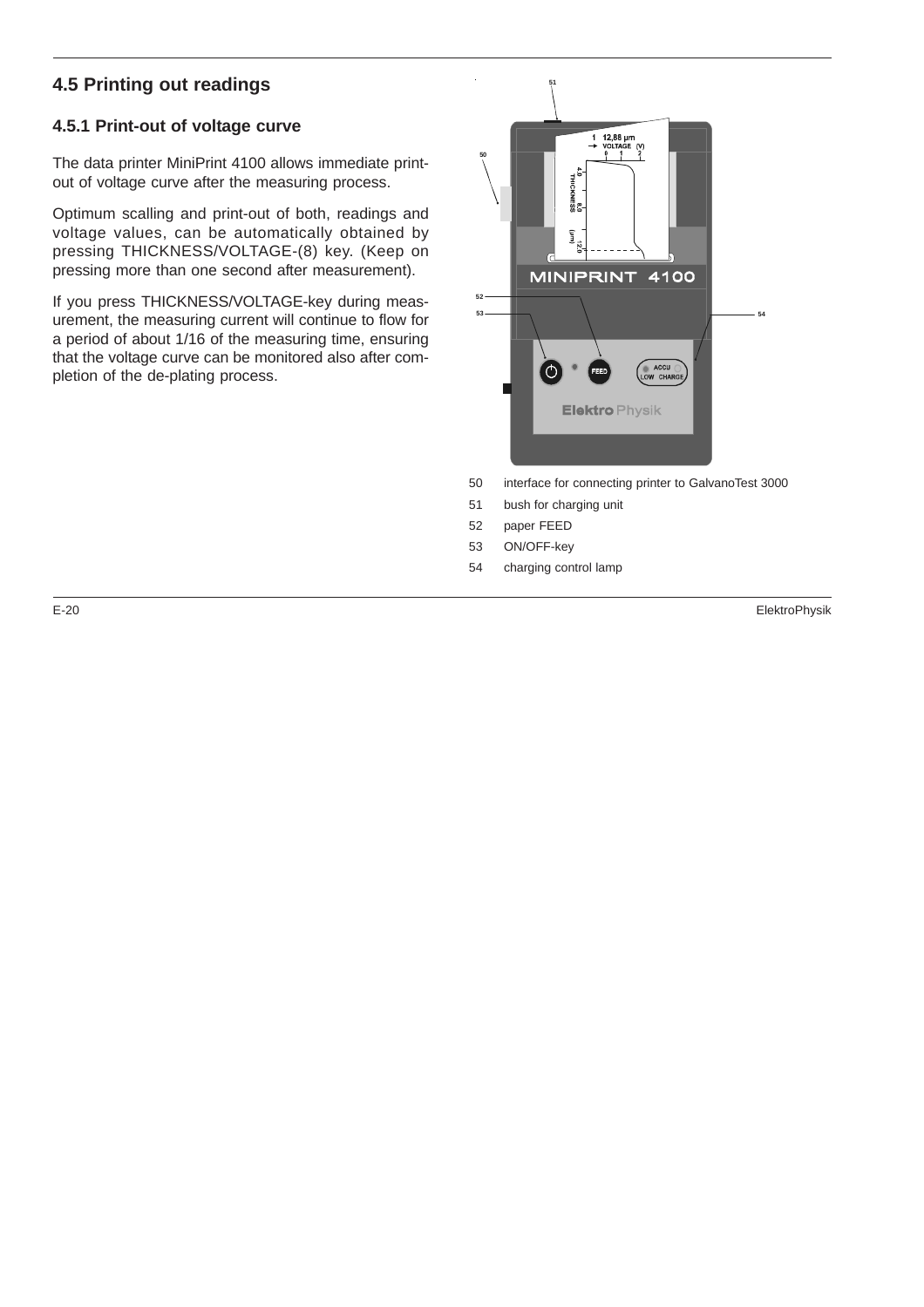## 4.5 Printing out readings

### 4.5.1 Print-out of voltage curve

The data printer MiniPrint 4100 allows immediate print-out of voltage curve after the measuring process.

Optimum scalling and print-out of both, readings and voltage values, can be automatically obtained by pressing THICKNESS/VOLTAGE-(8) key. (Keep on pressing more than one second after measurement).

If you press THICKNESS/VOLTAGE-key during measurement, the measuring current will continue to flow for a period of about 1/16 of the measuring time, ensuring that the voltage curve can be monitored also after completion of the de-plating process.

50 interface for connecting printer to GalvanoTest 3000

51 bush for charging unit

52 paper FEED

53 ON/OFF-key

54 charging control lamp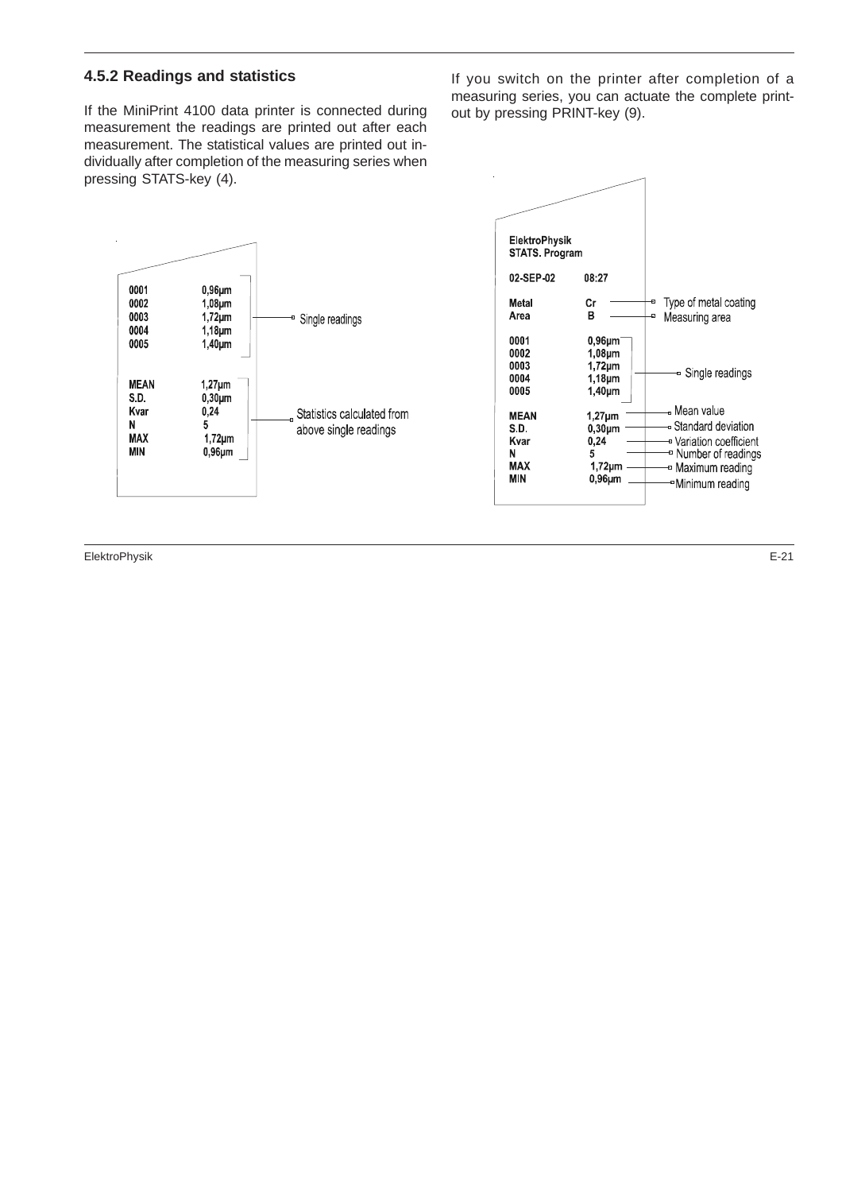### 4.5.2 Readings and statistics

If the MiniPrint 4100 data printer is connected during measurement the readings are printed out after each measurement. The statistical values are printed out individually after completion of the measuring series when pressing STATS-key (4).

```
0001        0,96µm
0002        1,08µm
0003        1,72µm      ── Single readings
0004        1,18µm
0005        1,40µm

MEAN        1,27µm
S.D.        0,30µm
Kvar        0,24        ── Statistics calculated from
N            5             above single readings
MAX          1,72µm
MIN         0,96µm
```

If you switch on the printer after completion of a measuring series, you can actuate the complete printout by pressing PRINT-key (9).

```
ElektroPhysik
STATS. Program

02-SEP-02     08:27

Metal         Cr        ── Type of metal coating
Area          B         ── Measuring area

0001          0,96µm
0002          1,08µm
0003          1,72µm    ── Single readings
0004          1,18µm
0005          1,40µm

MEAN          1,27µm    ── Mean value
S.D.          0,30µm    ── Standard deviation
Kvar          0,24      ── Variation coefficient
N             5         ── Number of readings
MAX           1,72µm    ── Maximum reading
MIN           0,96µm    ── Minimum reading
```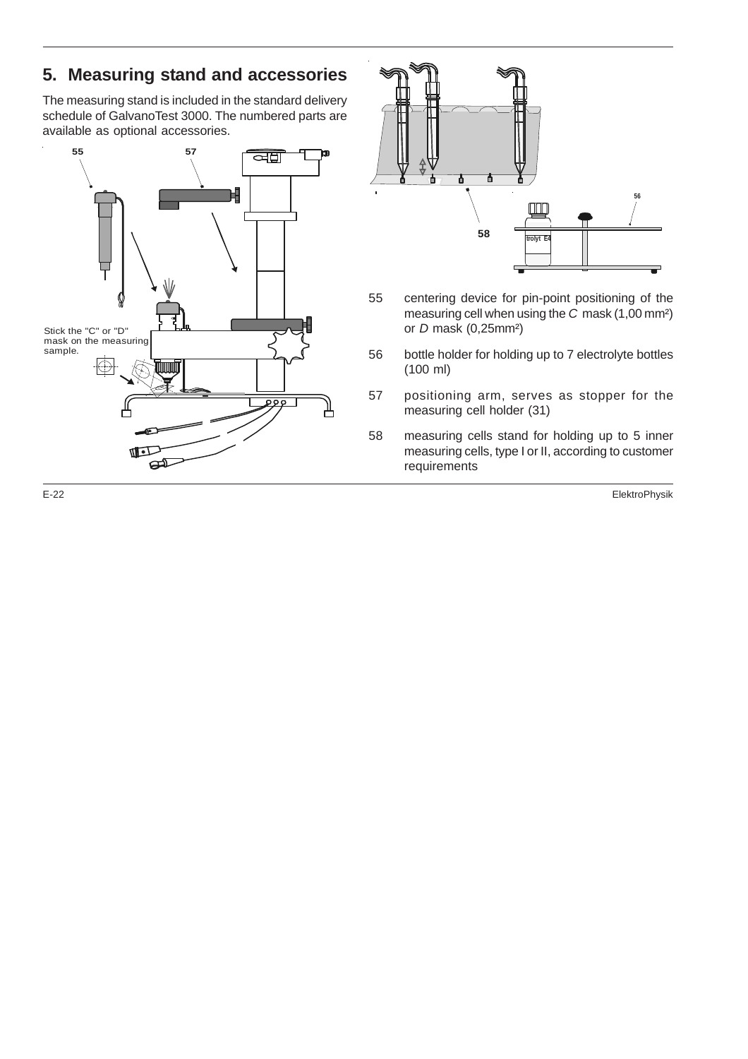## 5. Measuring stand and accessories

The measuring stand is included in the standard delivery schedule of GalvanoTest 3000. The numbered parts are available as optional accessories.

Stick the "C" or "D" mask on the measuring sample.

55 centering device for pin-point positioning of the measuring cell when using the *C* mask (1,00 mm²) or *D* mask (0,25mm²)

56 bottle holder for holding up to 7 electrolyte bottles (100 ml)

57 positioning arm, serves as stopper for the measuring cell holder (31)

58 measuring cells stand for holding up to 5 inner measuring cells, type I or II, according to customer requirements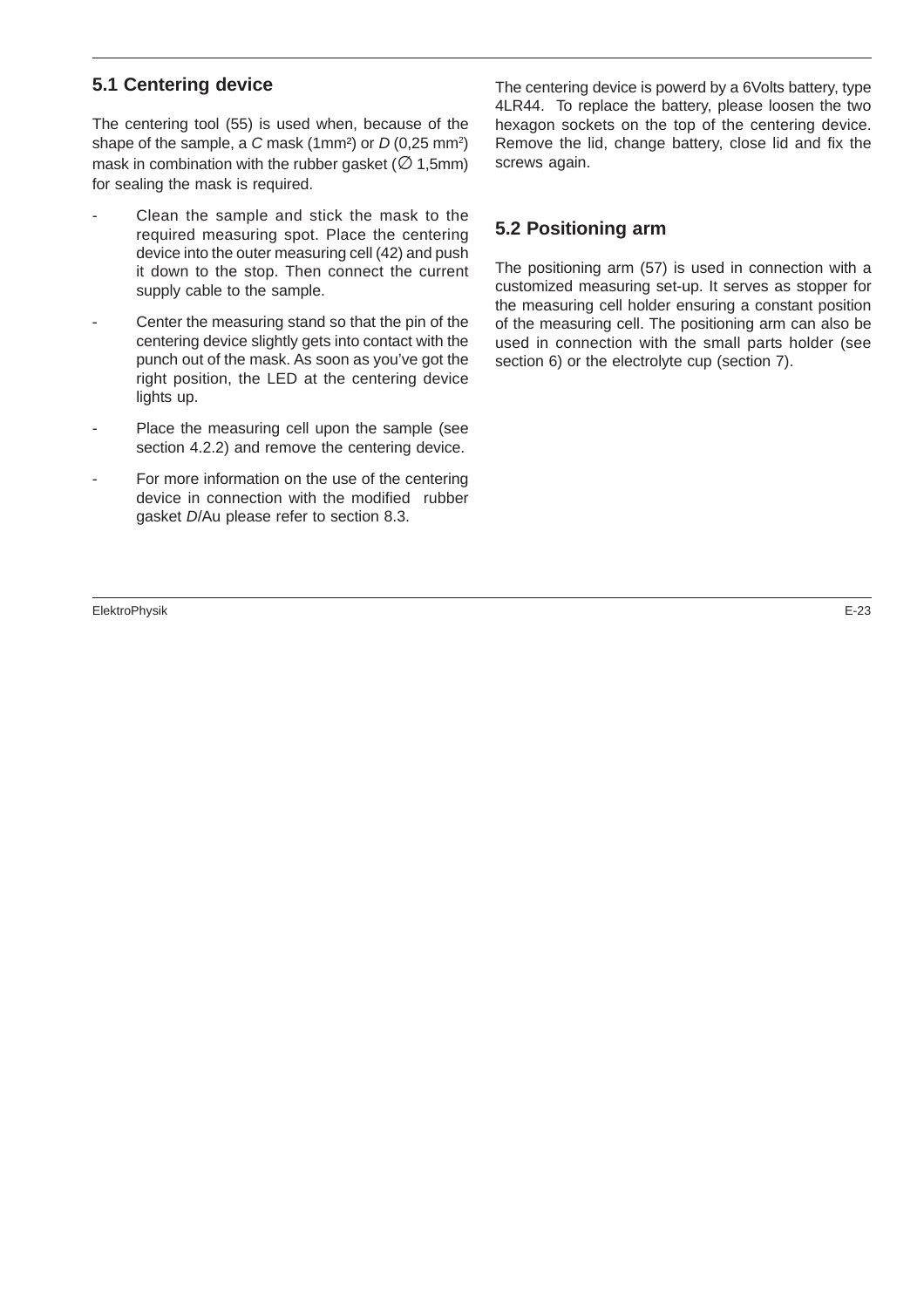## 5.1 Centering device

The centering tool (55) is used when, because of the shape of the sample, a *C* mask (1mm²) or *D* (0,25 mm²) mask in combination with the rubber gasket (∅ 1,5mm) for sealing the mask is required.

- Clean the sample and stick the mask to the required measuring spot. Place the centering device into the outer measuring cell (42) and push it down to the stop. Then connect the current supply cable to the sample.
- Center the measuring stand so that the pin of the centering device slightly gets into contact with the punch out of the mask. As soon as you've got the right position, the LED at the centering device lights up.
- Place the measuring cell upon the sample (see section 4.2.2) and remove the centering device.
- For more information on the use of the centering device in connection with the modified rubber gasket *D*/Au please refer to section 8.3.

The centering device is powerd by a 6Volts battery, type 4LR44. To replace the battery, please loosen the two hexagon sockets on the top of the centering device. Remove the lid, change battery, close lid and fix the screws again.

## 5.2 Positioning arm

The positioning arm (57) is used in connection with a customized measuring set-up. It serves as stopper for the measuring cell holder ensuring a constant position of the measuring cell. The positioning arm can also be used in connection with the small parts holder (see section 6) or the electrolyte cup (section 7).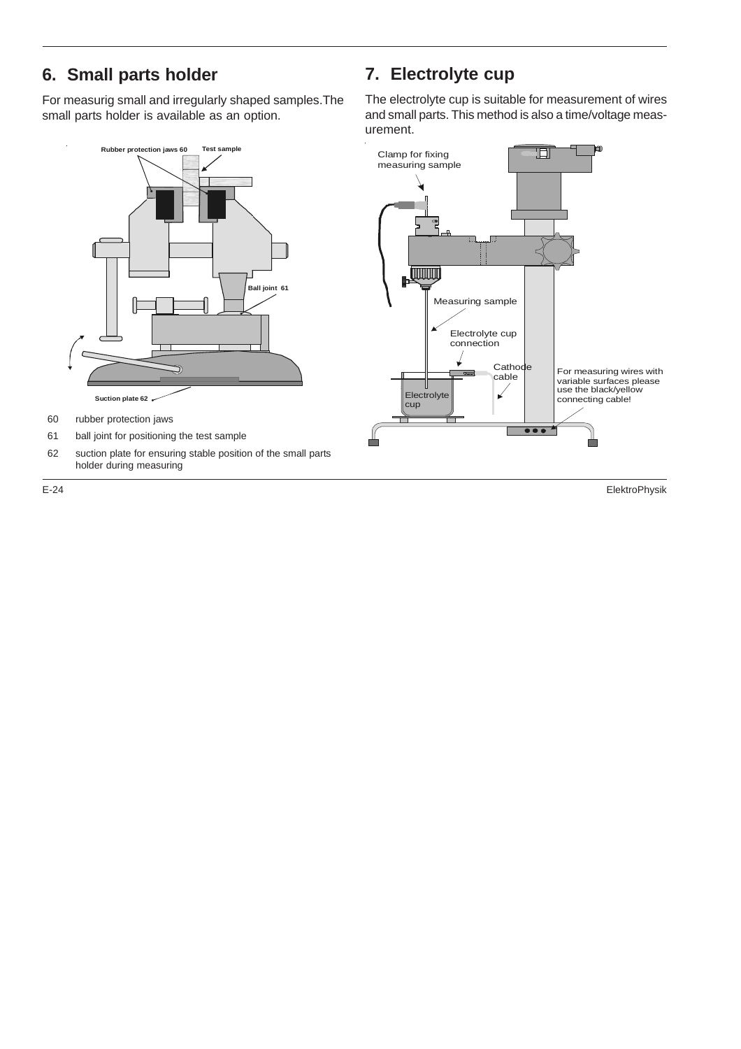## 6. Small parts holder

For measurig small and irregularly shaped samples.The small parts holder is available as an option.

Rubber protection jaws 60 &nbsp; Test sample

Ball joint 61

Suction plate 62

60 rubber protection jaws

61 ball joint for positioning the test sample

62 suction plate for ensuring stable position of the small parts holder during measuring

## 7. Electrolyte cup

The electrolyte cup is suitable for measurement of wires and small parts. This method is also a time/voltage measurement.

Clamp for fixing measuring sample

Measuring sample

Electrolyte cup connection

Cathode cable

Electrolyte cup

For measuring wires with variable surfaces please use the black/yellow connecting cable!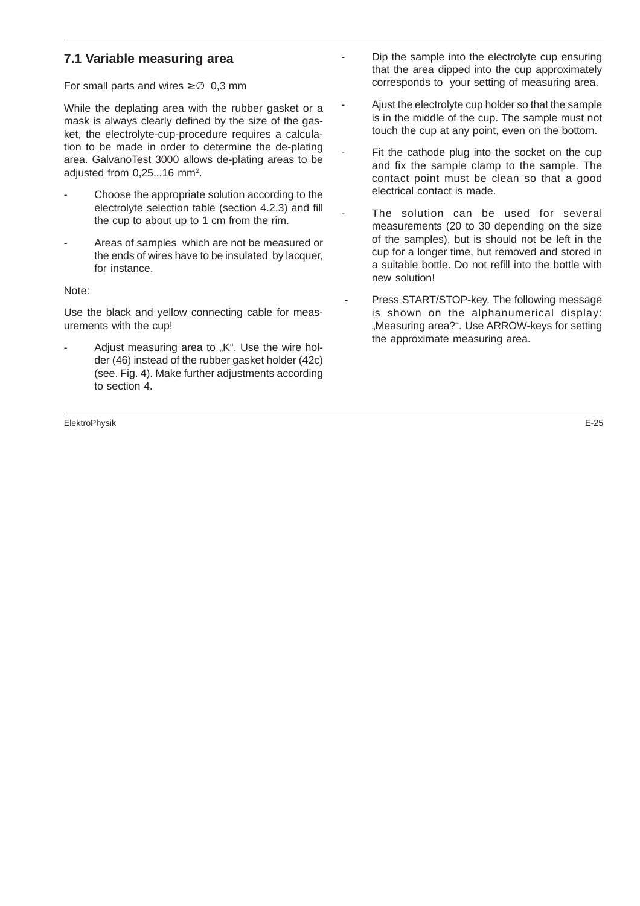## 7.1 Variable measuring area

For small parts and wires ≥ ∅ 0,3 mm

While the deplating area with the rubber gasket or a mask is always clearly defined by the size of the gasket, the electrolyte-cup-procedure requires a calculation to be made in order to determine the de-plating area. GalvanoTest 3000 allows de-plating areas to be adjusted from 0,25...16 mm².

- Choose the appropriate solution according to the electrolyte selection table (section 4.2.3) and fill the cup to about up to 1 cm from the rim.
- Areas of samples which are not be measured or the ends of wires have to be insulated by lacquer, for instance.

Note:

Use the black and yellow connecting cable for measurements with the cup!

- Adjust measuring area to „K". Use the wire holder (46) instead of the rubber gasket holder (42c) (see. Fig. 4). Make further adjustments according to section 4.
- Dip the sample into the electrolyte cup ensuring that the area dipped into the cup approximately corresponds to your setting of measuring area.
- Ajust the electrolyte cup holder so that the sample is in the middle of the cup. The sample must not touch the cup at any point, even on the bottom.
- Fit the cathode plug into the socket on the cup and fix the sample clamp to the sample. The contact point must be clean so that a good electrical contact is made.
- The solution can be used for several measurements (20 to 30 depending on the size of the samples), but is should not be left in the cup for a longer time, but removed and stored in a suitable bottle. Do not refill into the bottle with new solution!
- Press START/STOP-key. The following message is shown on the alphanumerical display: „Measuring area?". Use ARROW-keys for setting the approximate measuring area.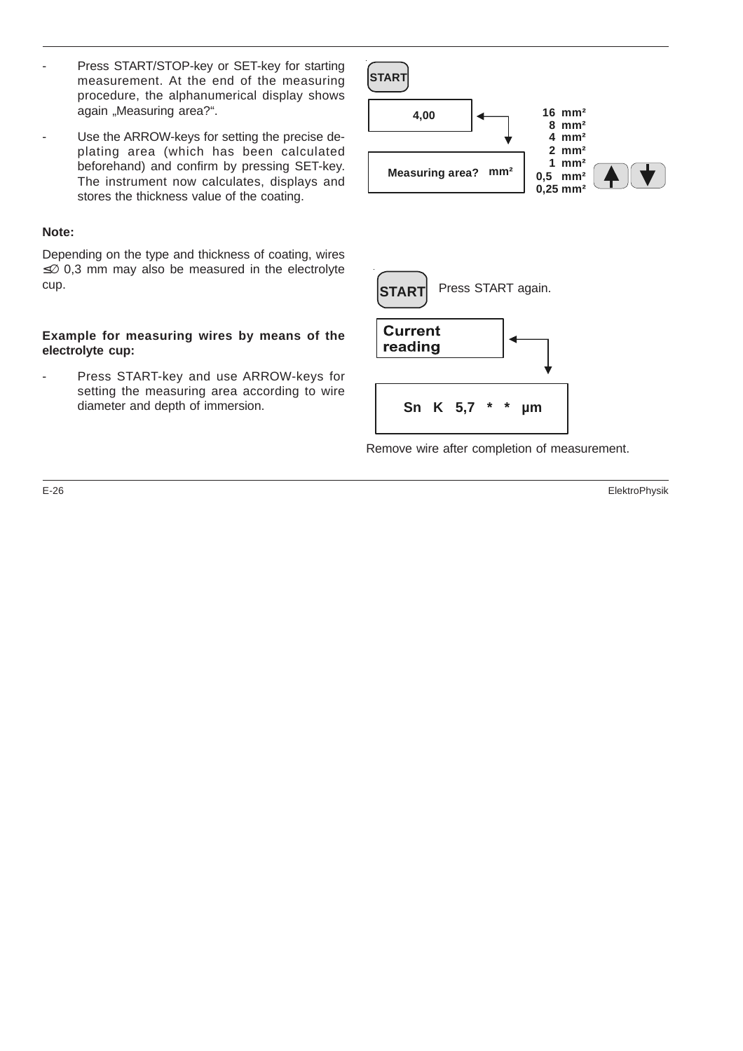- Press START/STOP-key or SET-key for starting measurement. At the end of the measuring procedure, the alphanumerical display shows again „Measuring area?“.

- Use the ARROW-keys for setting the precise de-plating area (which has been calculated beforehand) and confirm by pressing SET-key. The instrument now calculates, displays and stores the thickness value of the coating.

START

4,00

Measuring area? mm²

16 mm²
8 mm²
4 mm²
2 mm²
1 mm²
0,5 mm²
0,25 mm²

**Note:**

Depending on the type and thickness of coating, wires ≤∅ 0,3 mm may also be measured in the electrolyte cup.

**Example for measuring wires by means of the electrolyte cup:**

- Press START-key and use ARROW-keys for setting the measuring area according to wire diameter and depth of immersion.

START Press START again.

Current reading

Sn K 5,7 * * µm

Remove wire after completion of measurement.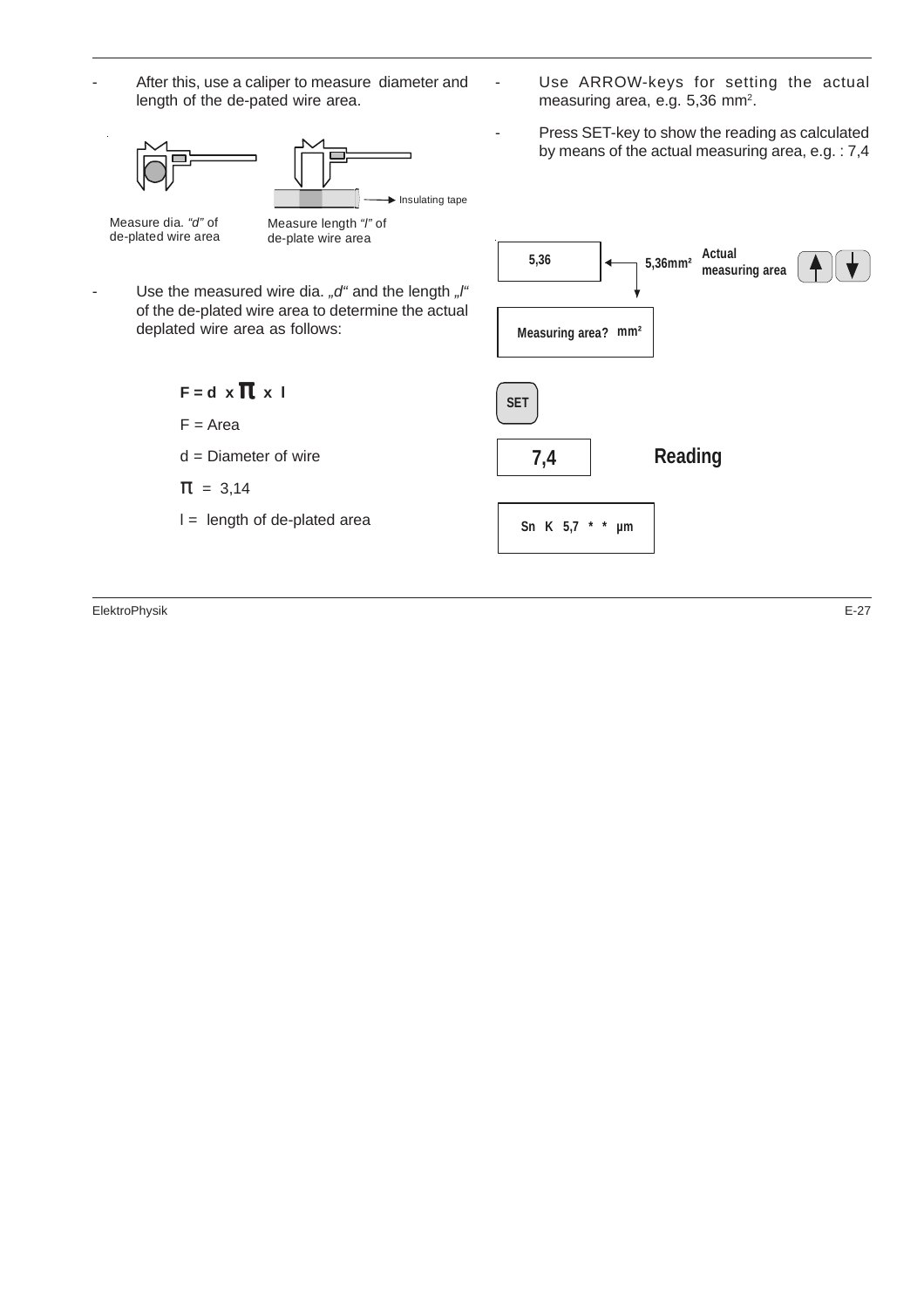- After this, use a caliper to measure diameter and length of the de-pated wire area.

Measure dia. *"d"* of de-plated wire area

Measure length *"l"* of de-plate wire area

Insulating tape

- Use the measured wire dia. *„d"* and the length *„l"* of the de-plated wire area to determine the actual deplated wire area as follows:

$$F = d \times \pi \times l$$

F = Area

d = Diameter of wire

$\pi$ = 3,14

l = length of de-plated area

- Use ARROW-keys for setting the actual measuring area, e.g. 5,36 mm².
- Press SET-key to show the reading as calculated by means of the actual measuring area, e.g. : 7,4

5,36

5,36mm²

Actual measuring area

Measuring area? mm²

SET

7,4

Reading

Sn K 5,7 * * µm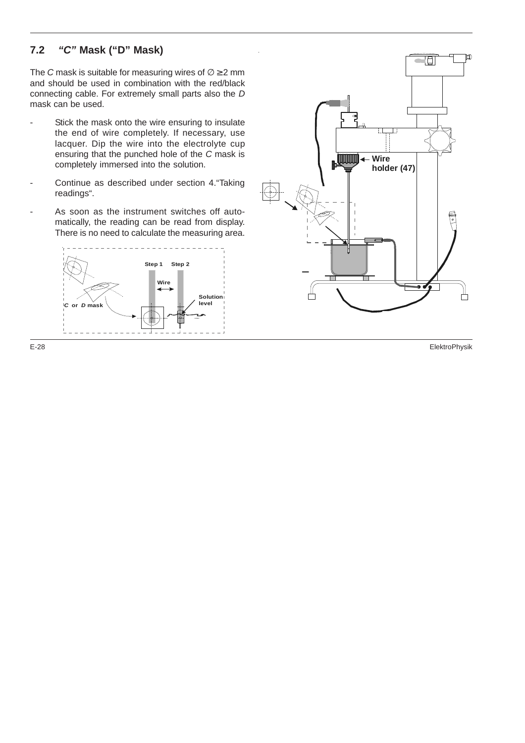## 7.2 *"C"* Mask ("D" Mask)

The *C* mask is suitable for measuring wires of ∅ ≥ 2 mm and should be used in combination with the red/black connecting cable. For extremely small parts also the *D* mask can be used.

- Stick the mask onto the wire ensuring to insulate the end of wire completely. If necessary, use lacquer. Dip the wire into the electrolyte cup ensuring that the punched hole of the *C* mask is completely immersed into the solution.
- Continue as described under section 4."Taking readings".
- As soon as the instrument switches off automatically, the reading can be read from display. There is no need to calculate the measuring area.

Step 1 Step 2

Wire

Solution level

*C* or *D* mask

Wire holder (47)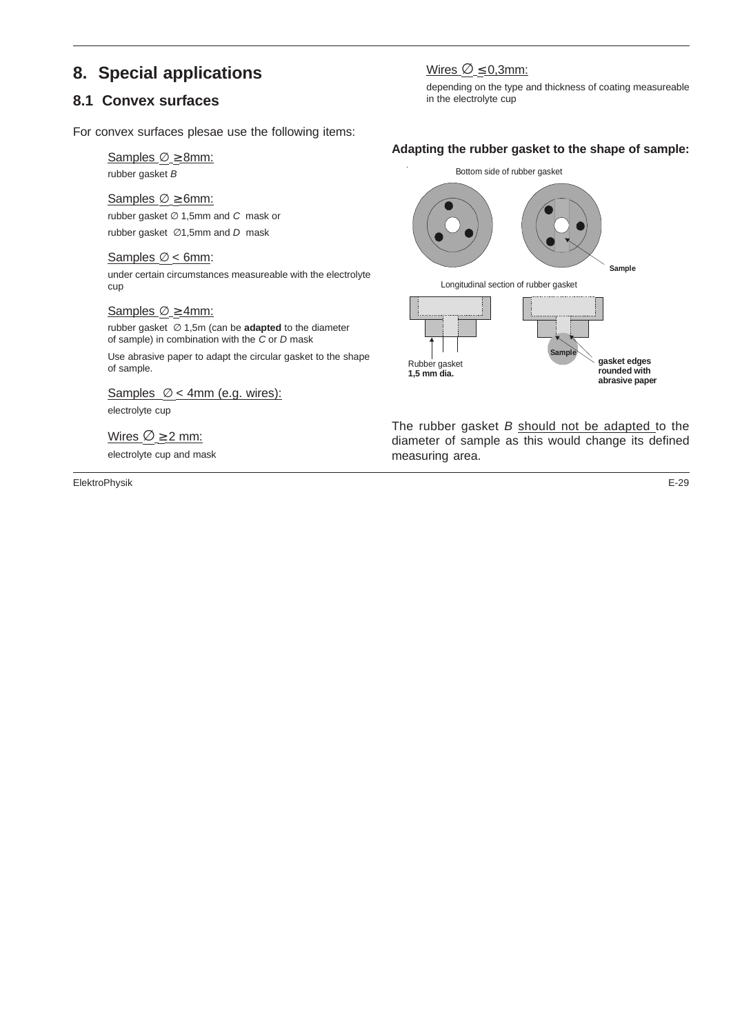# 8. Special applications

## 8.1 Convex surfaces

For convex surfaces plesae use the following items:

Samples ∅ ≥ 8mm:

rubber gasket *B*

Samples ∅ ≥ 6mm:

rubber gasket ∅ 1,5mm and *C* mask or

rubber gasket ∅1,5mm and *D* mask

Samples ∅ < 6mm:

under certain circumstances measureable with the electrolyte cup

Samples ∅ ≥ 4mm:

rubber gasket ∅ 1,5m (can be **adapted** to the diameter of sample) in combination with the *C* or *D* mask

Use abrasive paper to adapt the circular gasket to the shape of sample.

Samples ∅ < 4mm (e.g. wires):

electrolyte cup

Wires ∅ ≥ 2 mm:

electrolyte cup and mask

Wires ∅ ≤ 0,3mm:

depending on the type and thickness of coating measureable in the electrolyte cup

**Adapting the rubber gasket to the shape of sample:**

Bottom side of rubber gasket

**Sample**

Longitudinal section of rubber gasket

Rubber gasket **1,5 mm dia.**

**Sample**

**gasket edges rounded with abrasive paper**

The rubber gasket *B* should not be adapted to the diameter of sample as this would change its defined measuring area.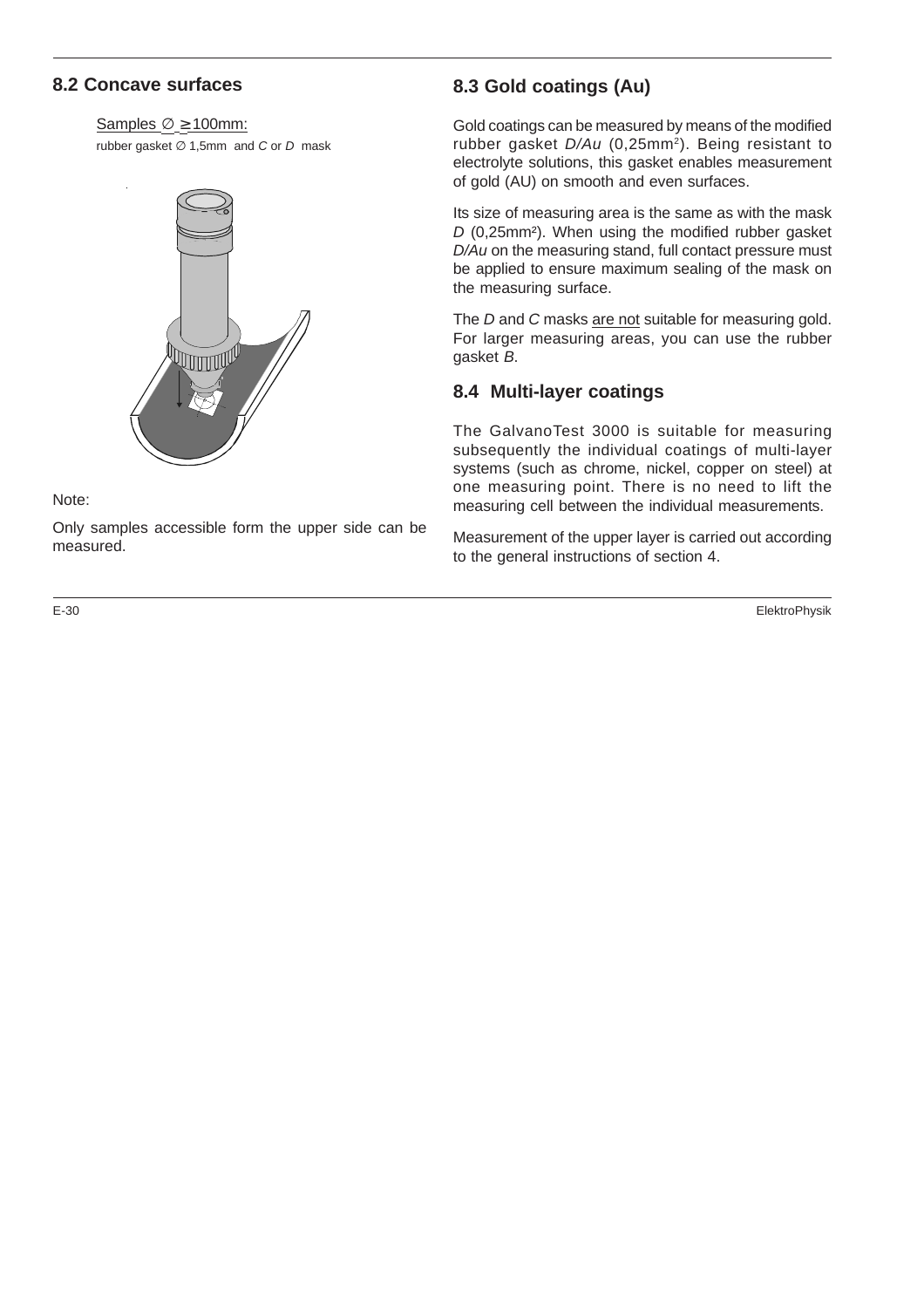## 8.2 Concave surfaces

Samples ∅ ≥ 100mm:

rubber gasket ∅ 1,5mm and *C* or *D* mask

Note:

Only samples accessible form the upper side can be measured.

## 8.3 Gold coatings (Au)

Gold coatings can be measured by means of the modified rubber gasket *D/Au* (0,25mm²). Being resistant to electrolyte solutions, this gasket enables measurement of gold (AU) on smooth and even surfaces.

Its size of measuring area is the same as with the mask *D* (0,25mm²). When using the modified rubber gasket *D/Au* on the measuring stand, full contact pressure must be applied to ensure maximum sealing of the mask on the measuring surface.

The *D* and *C* masks are not suitable for measuring gold. For larger measuring areas, you can use the rubber gasket *B*.

## 8.4 Multi-layer coatings

The GalvanoTest 3000 is suitable for measuring subsequently the individual coatings of multi-layer systems (such as chrome, nickel, copper on steel) at one measuring point. There is no need to lift the measuring cell between the individual measurements.

Measurement of the upper layer is carried out according to the general instructions of section 4.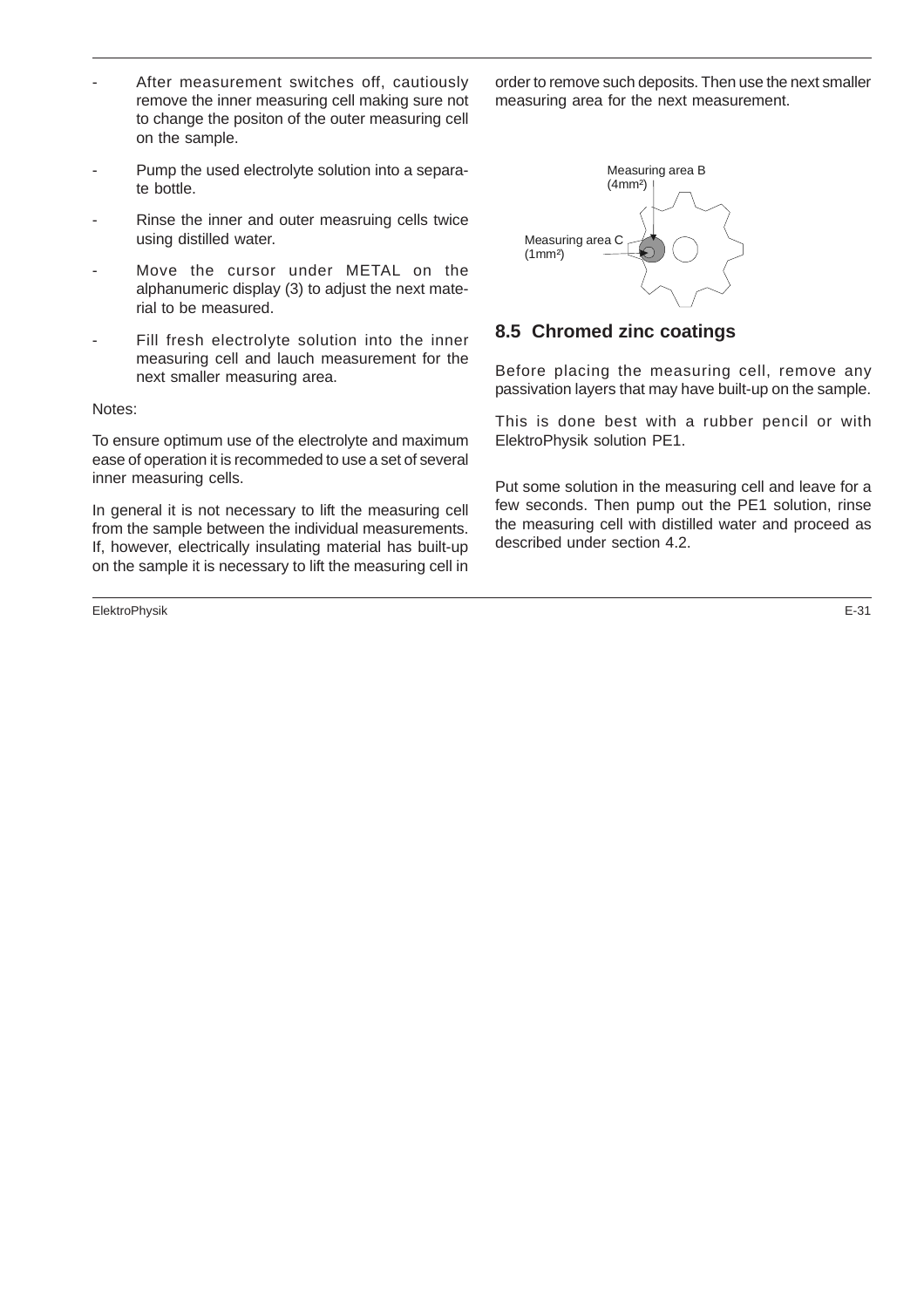- After measurement switches off, cautiously remove the inner measuring cell making sure not to change the positon of the outer measuring cell on the sample.
- Pump the used electrolyte solution into a separate bottle.
- Rinse the inner and outer measruing cells twice using distilled water.
- Move the cursor under METAL on the alphanumeric display (3) to adjust the next material to be measured.
- Fill fresh electrolyte solution into the inner measuring cell and lauch measurement for the next smaller measuring area.

Notes:

To ensure optimum use of the electrolyte and maximum ease of operation it is recommeded to use a set of several inner measuring cells.

In general it is not necessary to lift the measuring cell from the sample between the individual measurements. If, however, electrically insulating material has built-up on the sample it is necessary to lift the measuring cell in order to remove such deposits. Then use the next smaller measuring area for the next measurement.

Measuring area B (4mm²)

Measuring area C (1mm²)

## 8.5 Chromed zinc coatings

Before placing the measuring cell, remove any passivation layers that may have built-up on the sample.

This is done best with a rubber pencil or with ElektroPhysik solution PE1.

Put some solution in the measuring cell and leave for a few seconds. Then pump out the PE1 solution, rinse the measuring cell with distilled water and proceed as described under section 4.2.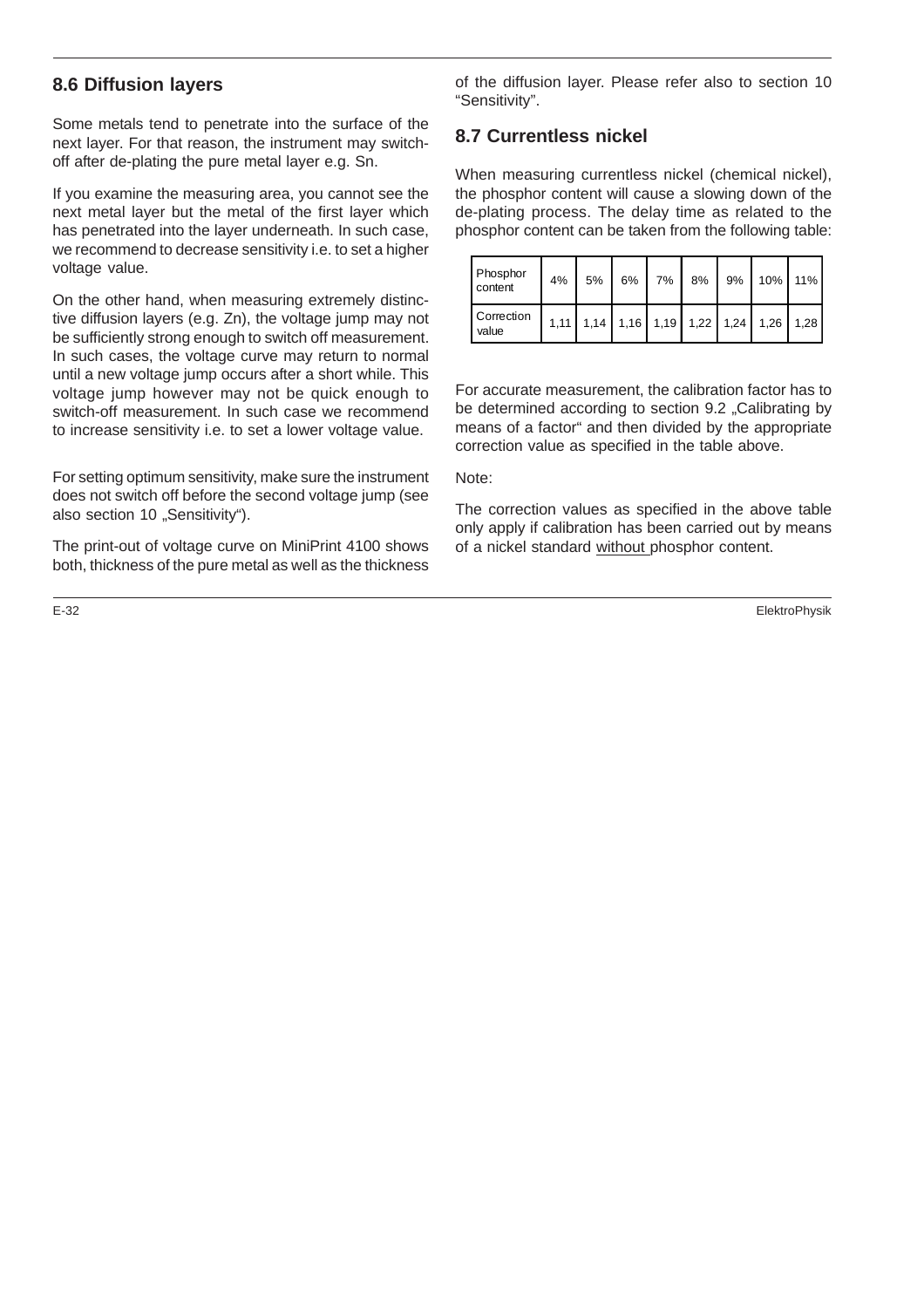## 8.6 Diffusion layers

Some metals tend to penetrate into the surface of the next layer. For that reason, the instrument may switch-off after de-plating the pure metal layer e.g. Sn.

If you examine the measuring area, you cannot see the next metal layer but the metal of the first layer which has penetrated into the layer underneath. In such case, we recommend to decrease sensitivity i.e. to set a higher voltage value.

On the other hand, when measuring extremely distinctive diffusion layers (e.g. Zn), the voltage jump may not be sufficiently strong enough to switch off measurement. In such cases, the voltage curve may return to normal until a new voltage jump occurs after a short while. This voltage jump however may not be quick enough to switch-off measurement. In such case we recommend to increase sensitivity i.e. to set a lower voltage value.

For setting optimum sensitivity, make sure the instrument does not switch off before the second voltage jump (see also section 10 „Sensitivity").

The print-out of voltage curve on MiniPrint 4100 shows both, thickness of the pure metal as well as the thickness of the diffusion layer. Please refer also to section 10 "Sensitivity".

## 8.7 Currentless nickel

When measuring currentless nickel (chemical nickel), the phosphor content will cause a slowing down of the de-plating process. The delay time as related to the phosphor content can be taken from the following table:

| Phosphor content | 4% | 5% | 6% | 7% | 8% | 9% | 10% | 11% |
|---|---|---|---|---|---|---|---|---|
| Correction value | 1,11 | 1,14 | 1,16 | 1,19 | 1,22 | 1,24 | 1,26 | 1,28 |

For accurate measurement, the calibration factor has to be determined according to section 9.2 „Calibrating by means of a factor" and then divided by the appropriate correction value as specified in the table above.

Note:

The correction values as specified in the above table only apply if calibration has been carried out by means of a nickel standard without phosphor content.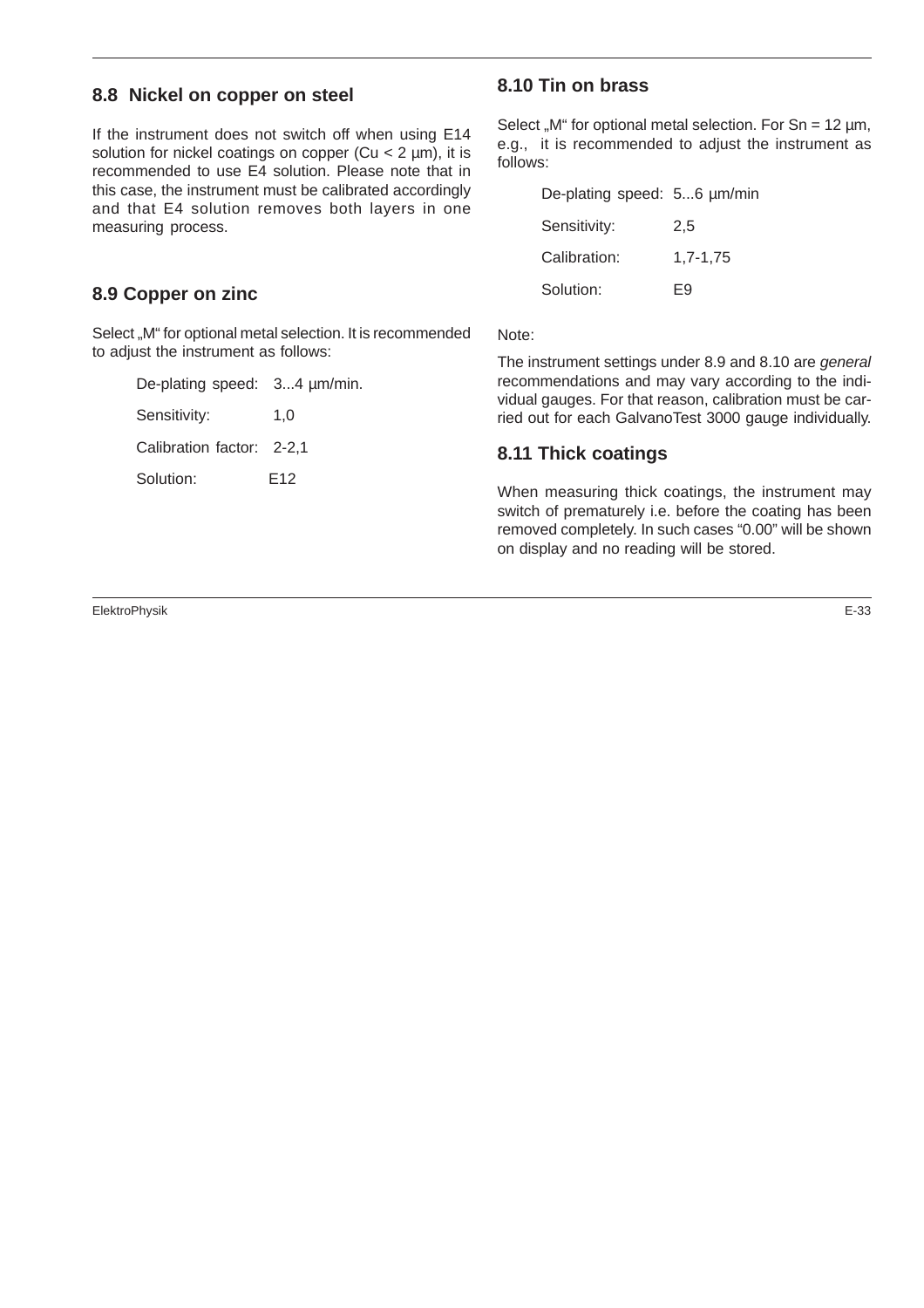## 8.8 Nickel on copper on steel

If the instrument does not switch off when using E14 solution for nickel coatings on copper (Cu < 2 µm), it is recommended to use E4 solution. Please note that in this case, the instrument must be calibrated accordingly and that E4 solution removes both layers in one measuring process.

## 8.9 Copper on zinc

Select „M“ for optional metal selection. It is recommended to adjust the instrument as follows:

| | |
|---|---|
| De-plating speed: | 3...4 µm/min. |
| Sensitivity: | 1,0 |
| Calibration factor: | 2-2,1 |
| Solution: | E12 |

## 8.10 Tin on brass

Select „M“ for optional metal selection. For Sn = 12 µm, e.g., it is recommended to adjust the instrument as follows:

| | |
|---|---|
| De-plating speed: | 5...6 µm/min |
| Sensitivity: | 2,5 |
| Calibration: | 1,7-1,75 |
| Solution: | E9 |

Note:

The instrument settings under 8.9 and 8.10 are *general* recommendations and may vary according to the individual gauges. For that reason, calibration must be carried out for each GalvanoTest 3000 gauge individually.

## 8.11 Thick coatings

When measuring thick coatings, the instrument may switch of prematurely i.e. before the coating has been removed completely. In such cases “0.00” will be shown on display and no reading will be stored.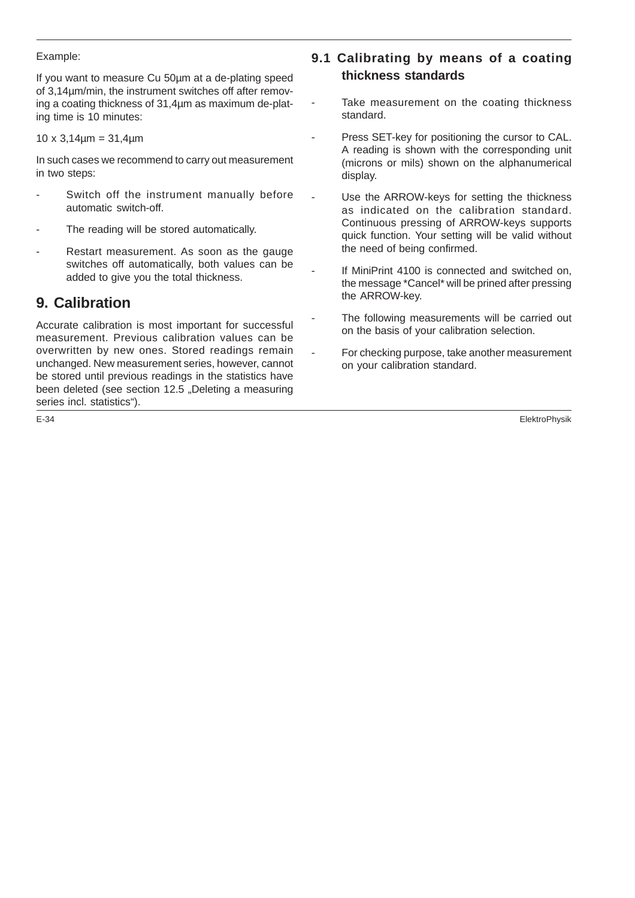Example:

If you want to measure Cu 50µm at a de-plating speed of 3,14µm/min, the instrument switches off after removing a coating thickness of 31,4µm as maximum de-plating time is 10 minutes:

10 x 3,14µm = 31,4µm

In such cases we recommend to carry out measurement in two steps:

- Switch off the instrument manually before automatic switch-off.
- The reading will be stored automatically.
- Restart measurement. As soon as the gauge switches off automatically, both values can be added to give you the total thickness.

# 9. Calibration

Accurate calibration is most important for successful measurement. Previous calibration values can be overwritten by new ones. Stored readings remain unchanged. New measurement series, however, cannot be stored until previous readings in the statistics have been deleted (see section 12.5 „Deleting a measuring series incl. statistics").

## 9.1 Calibrating by means of a coating thickness standards

- Take measurement on the coating thickness standard.
- Press SET-key for positioning the cursor to CAL. A reading is shown with the corresponding unit (microns or mils) shown on the alphanumerical display.
- Use the ARROW-keys for setting the thickness as indicated on the calibration standard. Continuous pressing of ARROW-keys supports quick function. Your setting will be valid without the need of being confirmed.
- If MiniPrint 4100 is connected and switched on, the message *Cancel* will be prined after pressing the ARROW-key.
- The following measurements will be carried out on the basis of your calibration selection.
- For checking purpose, take another measurement on your calibration standard.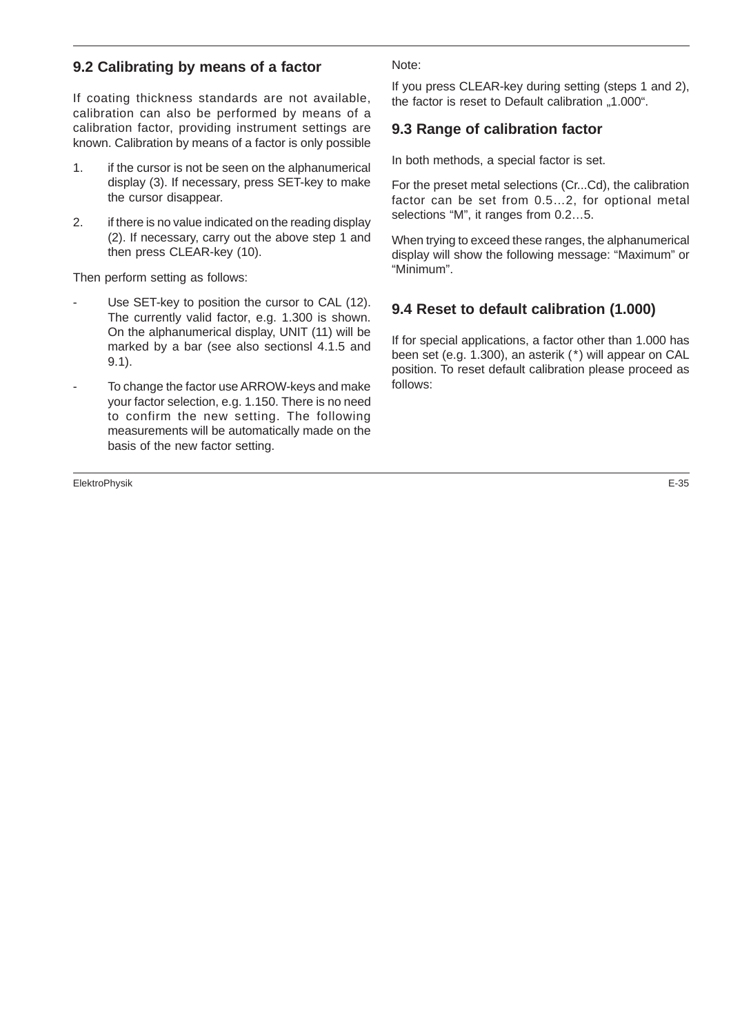## 9.2 Calibrating by means of a factor

If coating thickness standards are not available, calibration can also be performed by means of a calibration factor, providing instrument settings are known. Calibration by means of a factor is only possible

1. if the cursor is not be seen on the alphanumerical display (3). If necessary, press SET-key to make the cursor disappear.
2. if there is no value indicated on the reading display (2). If necessary, carry out the above step 1 and then press CLEAR-key (10).

Then perform setting as follows:

- Use SET-key to position the cursor to CAL (12). The currently valid factor, e.g. 1.300 is shown. On the alphanumerical display, UNIT (11) will be marked by a bar (see also sectionsl 4.1.5 and 9.1).
- To change the factor use ARROW-keys and make your factor selection, e.g. 1.150. There is no need to confirm the new setting. The following measurements will be automatically made on the basis of the new factor setting.

Note:

If you press CLEAR-key during setting (steps 1 and 2), the factor is reset to Default calibration „1.000“.

## 9.3 Range of calibration factor

In both methods, a special factor is set.

For the preset metal selections (Cr...Cd), the calibration factor can be set from 0.5…2, for optional metal selections “M”, it ranges from 0.2…5.

When trying to exceed these ranges, the alphanumerical display will show the following message: “Maximum” or “Minimum”.

## 9.4 Reset to default calibration (1.000)

If for special applications, a factor other than 1.000 has been set (e.g. 1.300), an asterik (*) will appear on CAL position. To reset default calibration please proceed as follows: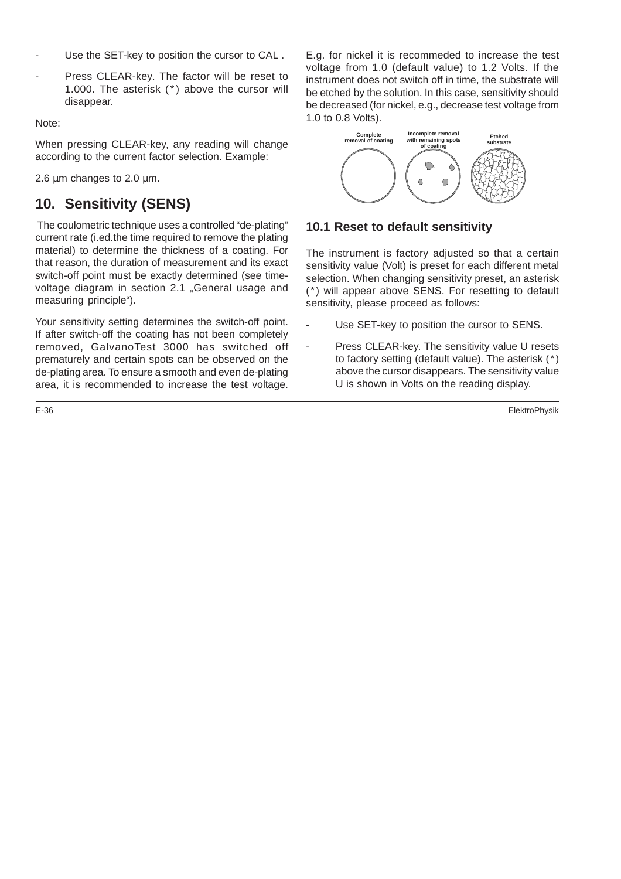- Use the SET-key to position the cursor to CAL .
- Press CLEAR-key. The factor will be reset to 1.000. The asterisk (*) above the cursor will disappear.

Note:

When pressing CLEAR-key, any reading will change according to the current factor selection. Example:

2.6 µm changes to 2.0 µm.

## 10. Sensitivity (SENS)

The coulometric technique uses a controlled "de-plating" current rate (i.ed.the time required to remove the plating material) to determine the thickness of a coating. For that reason, the duration of measurement and its exact switch-off point must be exactly determined (see time-voltage diagram in section 2.1 „General usage and measuring principle").

Your sensitivity setting determines the switch-off point. If after switch-off the coating has not been completely removed, GalvanoTest 3000 has switched off prematurely and certain spots can be observed on the de-plating area. To ensure a smooth and even de-plating area, it is recommended to increase the test voltage. E.g. for nickel it is recommeded to increase the test voltage from 1.0 (default value) to 1.2 Volts. If the instrument does not switch off in time, the substrate will be etched by the solution. In this case, sensitivity should be decreased (for nickel, e.g., decrease test voltage from 1.0 to 0.8 Volts).

Complete removal of coating | Incomplete removal with remaining spots of coating | Etched substrate

### 10.1 Reset to default sensitivity

The instrument is factory adjusted so that a certain sensitivity value (Volt) is preset for each different metal selection. When changing sensitivity preset, an asterisk (*) will appear above SENS. For resetting to default sensitivity, please proceed as follows:

- Use SET-key to position the cursor to SENS.
- Press CLEAR-key. The sensitivity value U resets to factory setting (default value). The asterisk (*) above the cursor disappears. The sensitivity value U is shown in Volts on the reading display.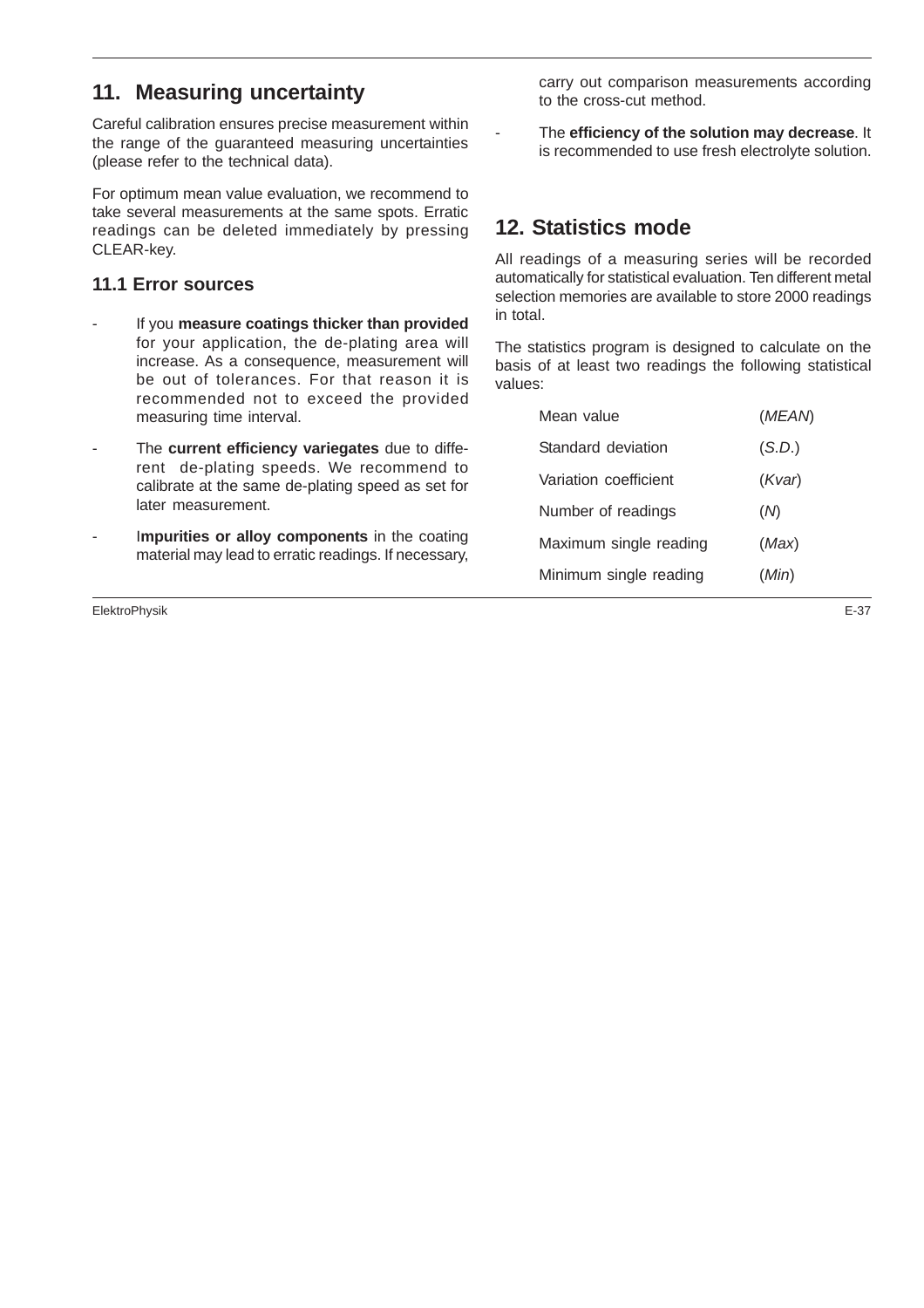## 11. Measuring uncertainty

Careful calibration ensures precise measurement within the range of the guaranteed measuring uncertainties (please refer to the technical data).

For optimum mean value evaluation, we recommend to take several measurements at the same spots. Erratic readings can be deleted immediately by pressing CLEAR-key.

### 11.1 Error sources

- If you **measure coatings thicker than provided** for your application, the de-plating area will increase. As a consequence, measurement will be out of tolerances. For that reason it is recommended not to exceed the provided measuring time interval.
- The **current efficiency variegates** due to different de-plating speeds. We recommend to calibrate at the same de-plating speed as set for later measurement.
- I**mpurities or alloy components** in the coating material may lead to erratic readings. If necessary, carry out comparison measurements according to the cross-cut method.
- The **efficiency of the solution may decrease**. It is recommended to use fresh electrolyte solution.

## 12. Statistics mode

All readings of a measuring series will be recorded automatically for statistical evaluation. Ten different metal selection memories are available to store 2000 readings in total.

The statistics program is designed to calculate on the basis of at least two readings the following statistical values:

| | |
|---|---|
| Mean value | (*MEAN*) |
| Standard deviation | (*S.D.*) |
| Variation coefficient | (*Kvar*) |
| Number of readings | (*N*) |
| Maximum single reading | (*Max*) |
| Minimum single reading | (*Min*) |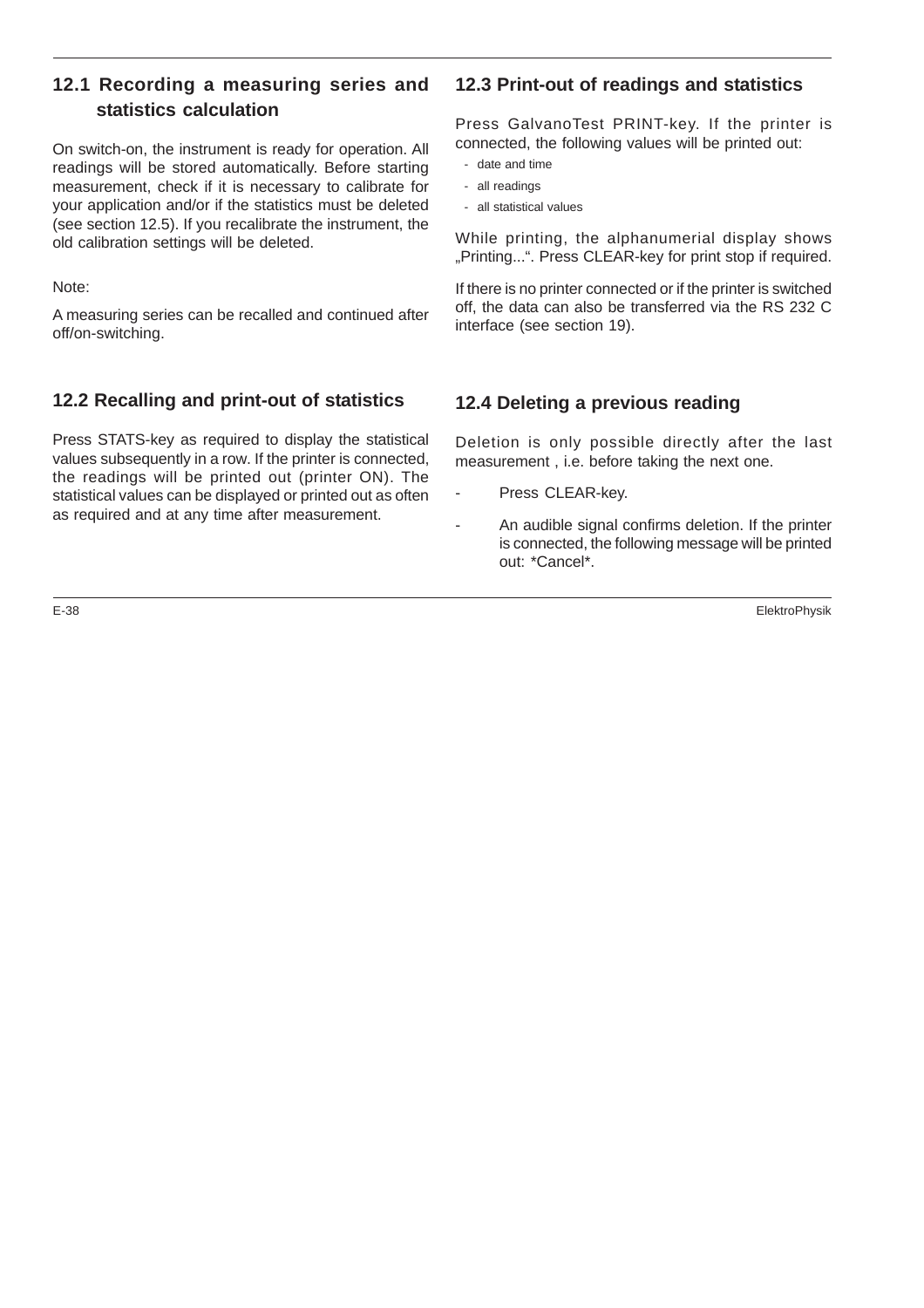## 12.1 Recording a measuring series and statistics calculation

On switch-on, the instrument is ready for operation. All readings will be stored automatically. Before starting measurement, check if it is necessary to calibrate for your application and/or if the statistics must be deleted (see section 12.5). If you recalibrate the instrument, the old calibration settings will be deleted.

Note:

A measuring series can be recalled and continued after off/on-switching.

## 12.2 Recalling and print-out of statistics

Press STATS-key as required to display the statistical values subsequently in a row. If the printer is connected, the readings will be printed out (printer ON). The statistical values can be displayed or printed out as often as required and at any time after measurement.

## 12.3 Print-out of readings and statistics

Press GalvanoTest PRINT-key. If the printer is connected, the following values will be printed out:

- date and time
- all readings
- all statistical values

While printing, the alphanumerial display shows „Printing...“. Press CLEAR-key for print stop if required.

If there is no printer connected or if the printer is switched off, the data can also be transferred via the RS 232 C interface (see section 19).

## 12.4 Deleting a previous reading

Deletion is only possible directly after the last measurement , i.e. before taking the next one.

- Press CLEAR-key.
- An audible signal confirms deletion. If the printer is connected, the following message will be printed out: *Cancel*.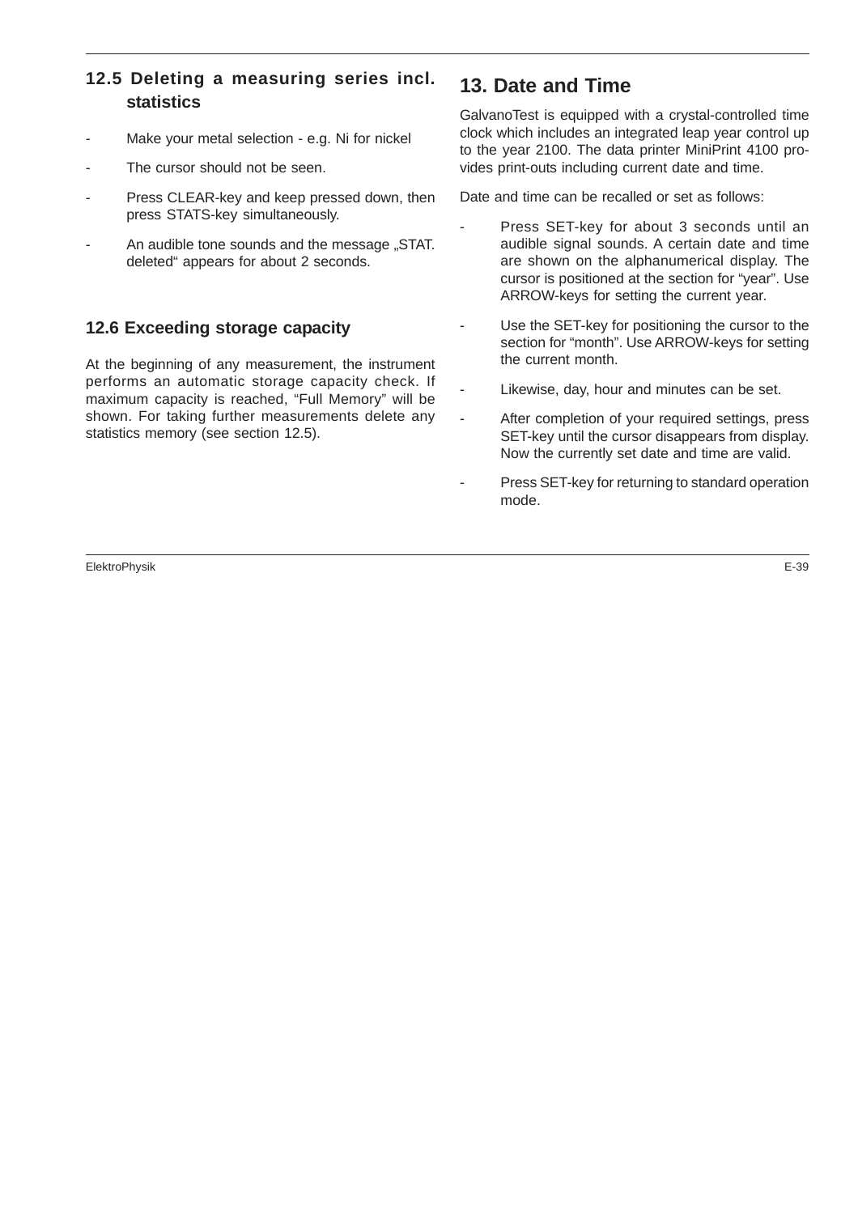## 12.5 Deleting a measuring series incl. statistics

- Make your metal selection - e.g. Ni for nickel
- The cursor should not be seen.
- Press CLEAR-key and keep pressed down, then press STATS-key simultaneously.
- An audible tone sounds and the message „STAT. deleted" appears for about 2 seconds.

## 12.6 Exceeding storage capacity

At the beginning of any measurement, the instrument performs an automatic storage capacity check. If maximum capacity is reached, "Full Memory" will be shown. For taking further measurements delete any statistics memory (see section 12.5).

# 13. Date and Time

GalvanoTest is equipped with a crystal-controlled time clock which includes an integrated leap year control up to the year 2100. The data printer MiniPrint 4100 provides print-outs including current date and time.

Date and time can be recalled or set as follows:

- Press SET-key for about 3 seconds until an audible signal sounds. A certain date and time are shown on the alphanumerical display. The cursor is positioned at the section for "year". Use ARROW-keys for setting the current year.
- Use the SET-key for positioning the cursor to the section for "month". Use ARROW-keys for setting the current month.
- Likewise, day, hour and minutes can be set.
- After completion of your required settings, press SET-key until the cursor disappears from display. Now the currently set date and time are valid.
- Press SET-key for returning to standard operation mode.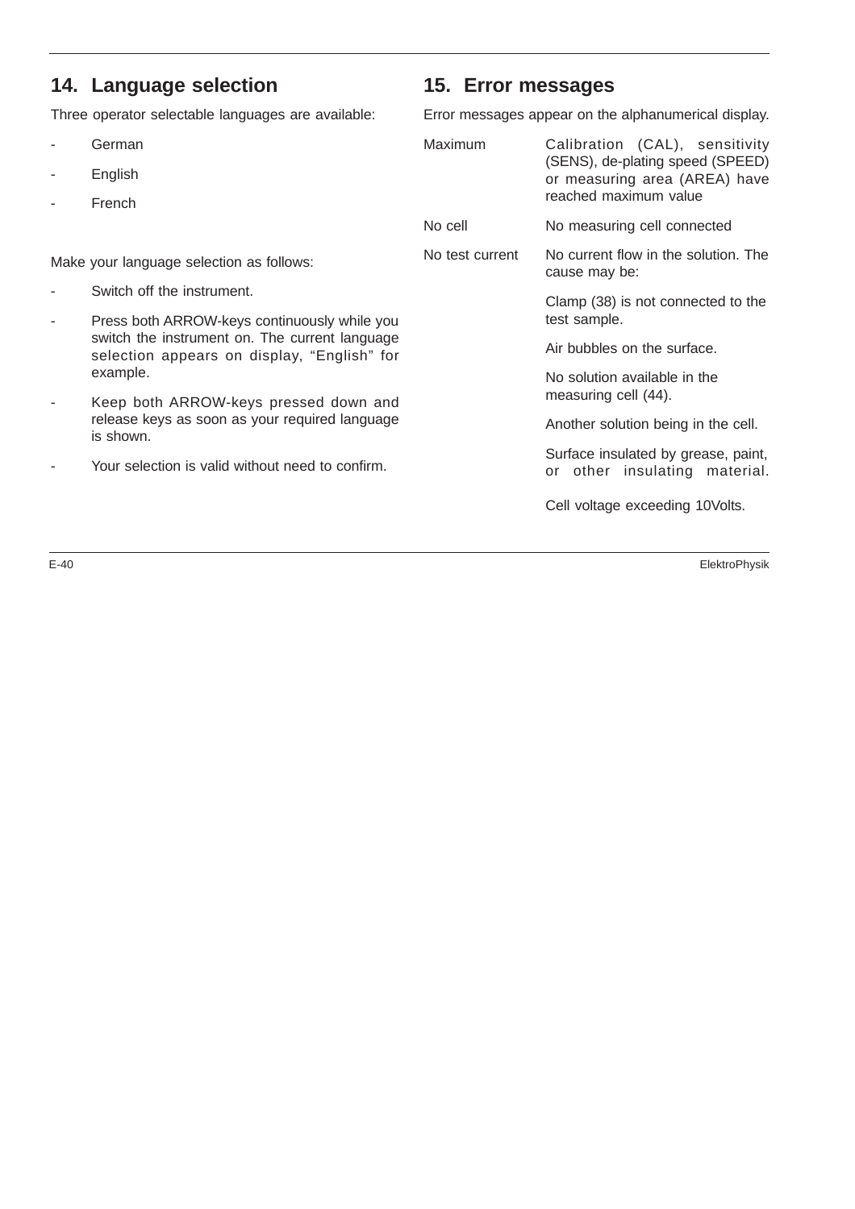## 14. Language selection

Three operator selectable languages are available:

- German
- English
- French

Make your language selection as follows:

- Switch off the instrument.
- Press both ARROW-keys continuously while you switch the instrument on. The current language selection appears on display, "English" for example.
- Keep both ARROW-keys pressed down and release keys as soon as your required language is shown.
- Your selection is valid without need to confirm.

## 15. Error messages

Error messages appear on the alphanumerical display.

| | |
|---|---|
| Maximum | Calibration (CAL), sensitivity (SENS), de-plating speed (SPEED) or measuring area (AREA) have reached maximum value |
| No cell | No measuring cell connected |
| No test current | No current flow in the solution. The cause may be:<br><br>Clamp (38) is not connected to the test sample.<br><br>Air bubbles on the surface.<br><br>No solution available in the measuring cell (44).<br><br>Another solution being in the cell.<br><br>Surface insulated by grease, paint, or other insulating material.<br><br>Cell voltage exceeding 10Volts. |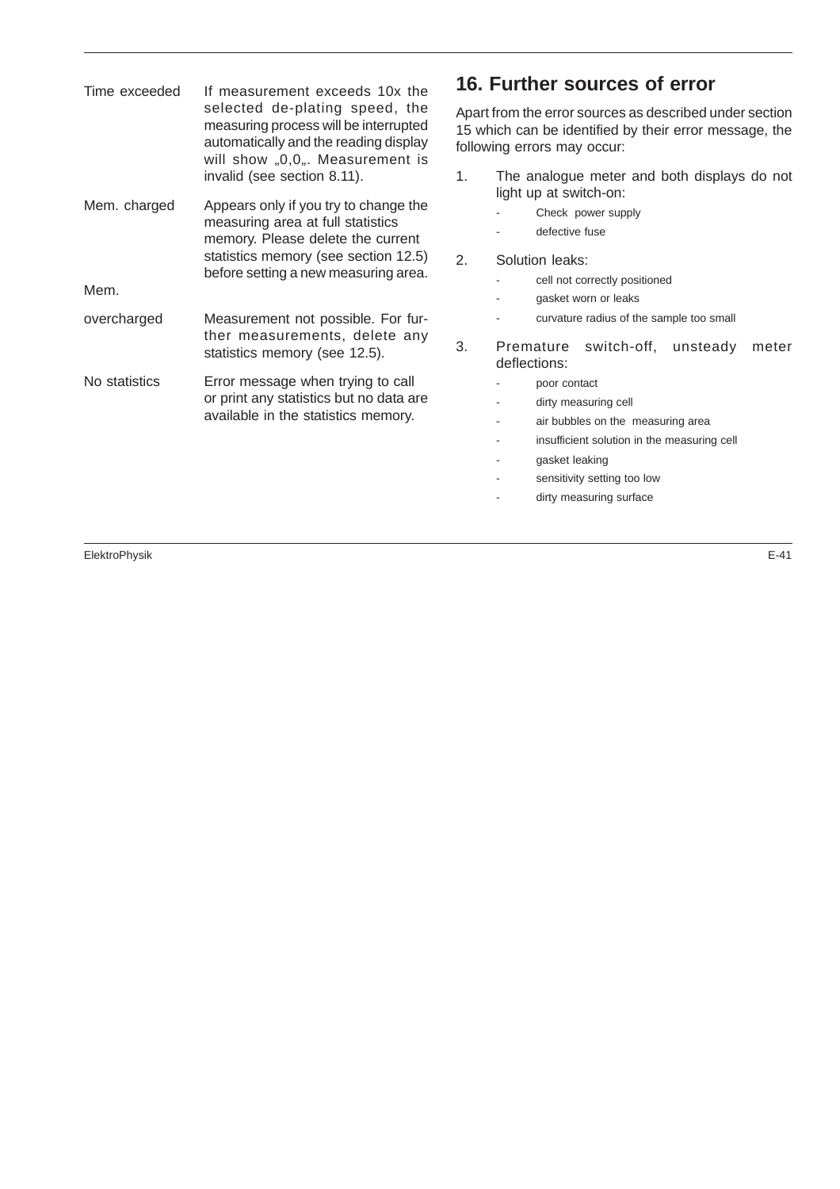| | |
|---|---|
| Time exceeded | If measurement exceeds 10x the selected de-plating speed, the measuring process will be interrupted automatically and the reading display will show „0,0„. Measurement is invalid (see section 8.11). |
| Mem. charged | Appears only if you try to change the measuring area at full statistics memory. Please delete the current statistics memory (see section 12.5) before setting a new measuring area. |
| Mem. overcharged | Measurement not possible. For further measurements, delete any statistics memory (see 12.5). |
| No statistics | Error message when trying to call or print any statistics but no data are available in the statistics memory. |

## 16. Further sources of error

Apart from the error sources as described under section 15 which can be identified by their error message, the following errors may occur:

1. The analogue meter and both displays do not light up at switch-on:
   - Check power supply
   - defective fuse
2. Solution leaks:
   - cell not correctly positioned
   - gasket worn or leaks
   - curvature radius of the sample too small
3. Premature switch-off, unsteady meter deflections:
   - poor contact
   - dirty measuring cell
   - air bubbles on the measuring area
   - insufficient solution in the measuring cell
   - gasket leaking
   - sensitivity setting too low
   - dirty measuring surface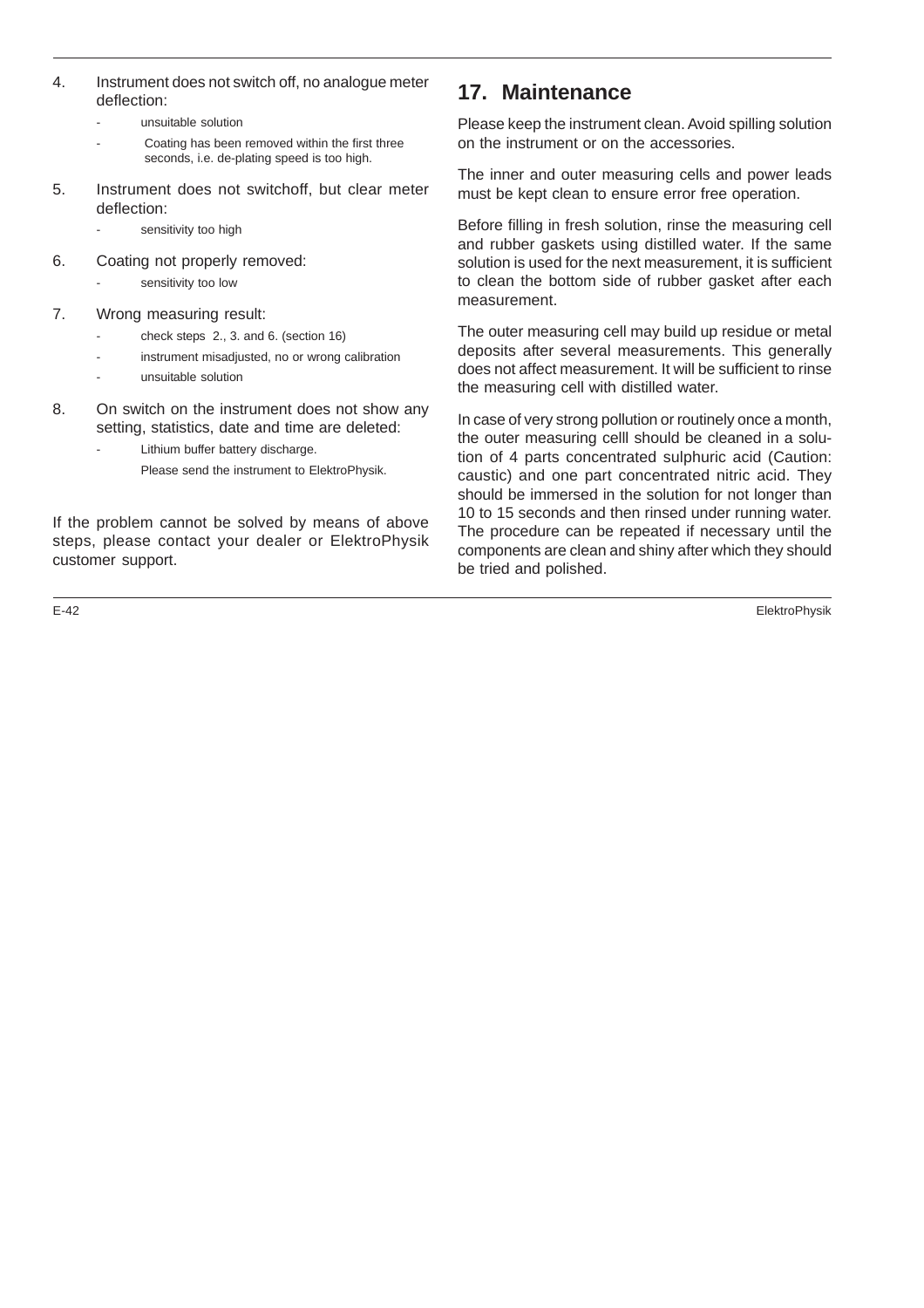4. Instrument does not switch off, no analogue meter deflection:
   - unsuitable solution
   - Coating has been removed within the first three seconds, i.e. de-plating speed is too high.

5. Instrument does not switchoff, but clear meter deflection:
   - sensitivity too high

6. Coating not properly removed:
   - sensitivity too low

7. Wrong measuring result:
   - check steps 2., 3. and 6. (section 16)
   - instrument misadjusted, no or wrong calibration
   - unsuitable solution

8. On switch on the instrument does not show any setting, statistics, date and time are deleted:
   - Lithium buffer battery discharge.
     Please send the instrument to ElektroPhysik.

If the problem cannot be solved by means of above steps, please contact your dealer or ElektroPhysik customer support.

## 17. Maintenance

Please keep the instrument clean. Avoid spilling solution on the instrument or on the accessories.

The inner and outer measuring cells and power leads must be kept clean to ensure error free operation.

Before filling in fresh solution, rinse the measuring cell and rubber gaskets using distilled water. If the same solution is used for the next measurement, it is sufficient to clean the bottom side of rubber gasket after each measurement.

The outer measuring cell may build up residue or metal deposits after several measurements. This generally does not affect measurement. It will be sufficient to rinse the measuring cell with distilled water.

In case of very strong pollution or routinely once a month, the outer measuring celll should be cleaned in a solution of 4 parts concentrated sulphuric acid (Caution: caustic) and one part concentrated nitric acid. They should be immersed in the solution for not longer than 10 to 15 seconds and then rinsed under running water. The procedure can be repeated if necessary until the components are clean and shiny after which they should be tried and polished.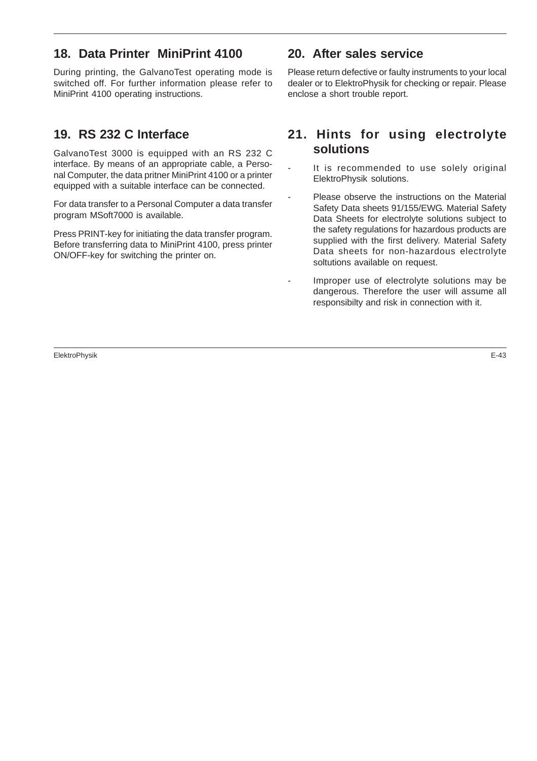## 18. Data Printer MiniPrint 4100

During printing, the GalvanoTest operating mode is switched off. For further information please refer to MiniPrint 4100 operating instructions.

## 19. RS 232 C Interface

GalvanoTest 3000 is equipped with an RS 232 C interface. By means of an appropriate cable, a Personal Computer, the data pritner MiniPrint 4100 or a printer equipped with a suitable interface can be connected.

For data transfer to a Personal Computer a data transfer program MSoft7000 is available.

Press PRINT-key for initiating the data transfer program. Before transferring data to MiniPrint 4100, press printer ON/OFF-key for switching the printer on.

## 20. After sales service

Please return defective or faulty instruments to your local dealer or to ElektroPhysik for checking or repair. Please enclose a short trouble report.

## 21. Hints for using electrolyte solutions

- It is recommended to use solely original ElektroPhysik solutions.
- Please observe the instructions on the Material Safety Data sheets 91/155/EWG. Material Safety Data Sheets for electrolyte solutions subject to the safety regulations for hazardous products are supplied with the first delivery. Material Safety Data sheets for non-hazardous electrolyte soltutions available on request.
- Improper use of electrolyte solutions may be dangerous. Therefore the user will assume all responsibilty and risk in connection with it.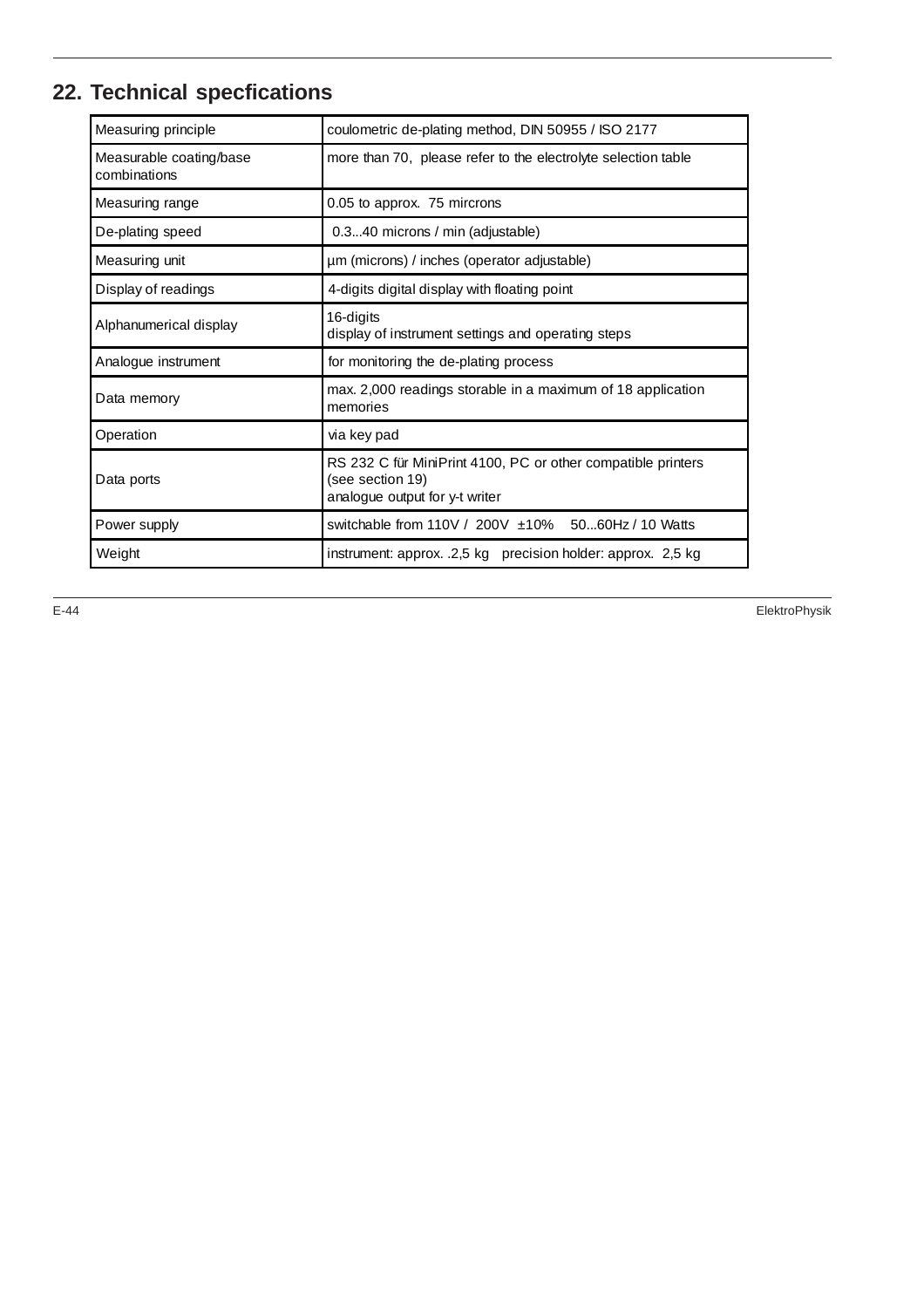## 22. Technical specfications

| Measuring principle | coulometric de-plating method, DIN 50955 / ISO 2177 |
|---|---|
| Measurable coating/base combinations | more than 70, please refer to the electrolyte selection table |
| Measuring range | 0.05 to approx. 75 mircrons |
| De-plating speed | 0.3...40 microns / min (adjustable) |
| Measuring unit | µm (microns) / inches (operator adjustable) |
| Display of readings | 4-digits digital display with floating point |
| Alphanumerical display | 16-digits<br>display of instrument settings and operating steps |
| Analogue instrument | for monitoring the de-plating process |
| Data memory | max. 2,000 readings storable in a maximum of 18 application memories |
| Operation | via key pad |
| Data ports | RS 232 C für MiniPrint 4100, PC or other compatible printers (see section 19)<br>analogue output for y-t writer |
| Power supply | switchable from 110V / 200V ±10% 50...60Hz / 10 Watts |
| Weight | instrument: approx. .2,5 kg precision holder: approx. 2,5 kg |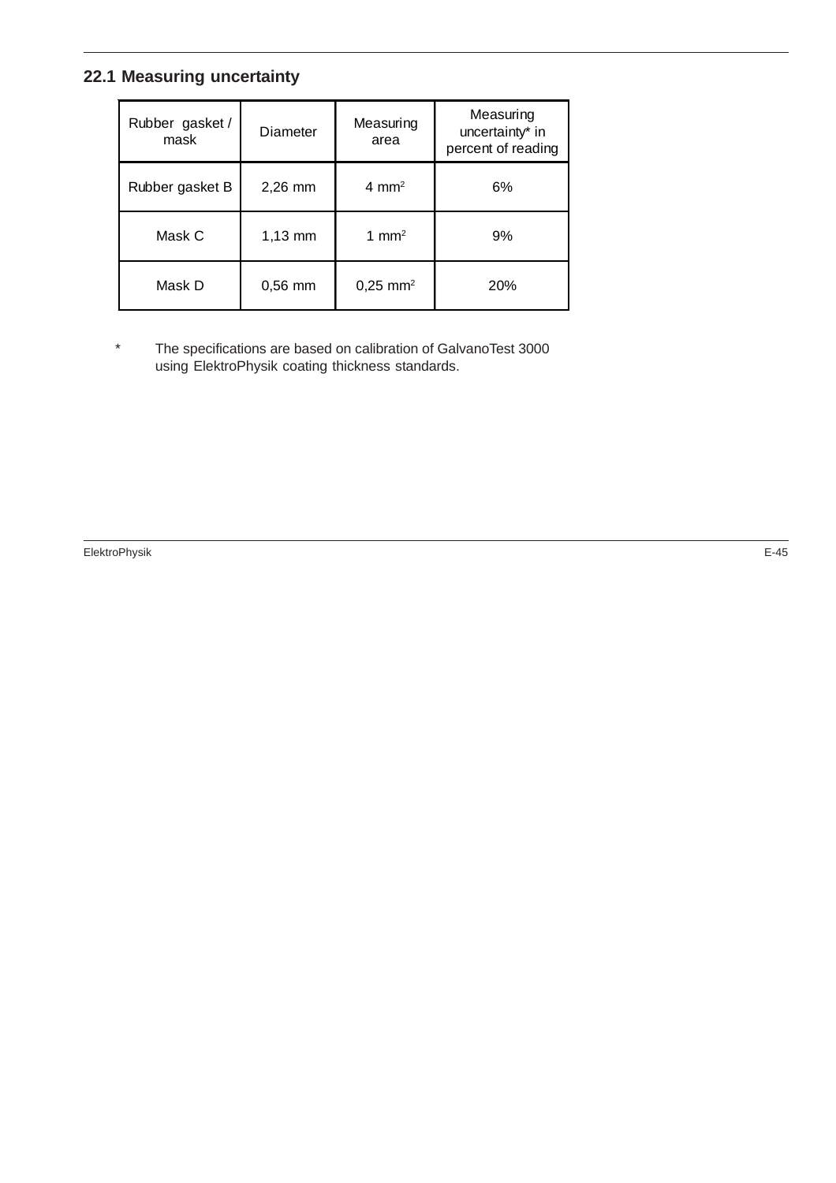## 22.1 Measuring uncertainty

| Rubber gasket / mask | Diameter | Measuring area | Measuring uncertainty* in percent of reading |
|---|---|---|---|
| Rubber gasket B | 2,26 mm | 4 $mm^2$ | 6% |
| Mask C | 1,13 mm | 1 $mm^2$ | 9% |
| Mask D | 0,56 mm | 0,25 $mm^2$ | 20% |

\* The specifications are based on calibration of GalvanoTest 3000 using ElektroPhysik coating thickness standards.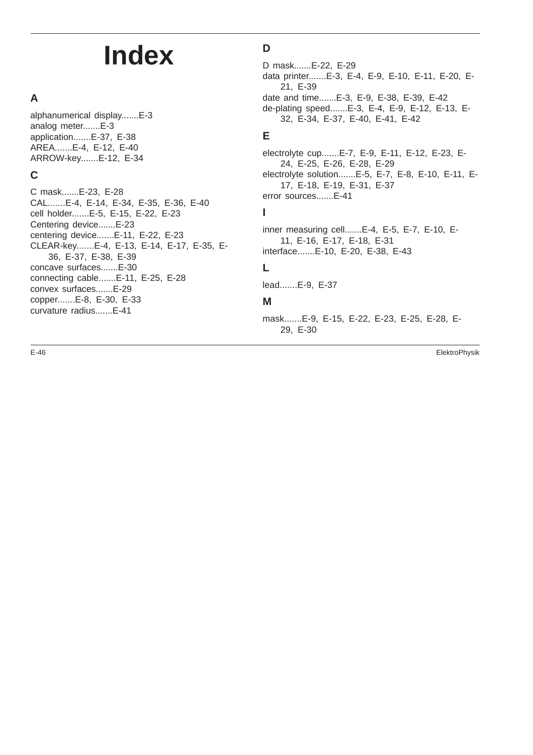# Index

## A

alphanumerical display.......E-3
analog meter.......E-3
application.......E-37, E-38
AREA.......E-4, E-12, E-40
ARROW-key.......E-12, E-34

## C

C mask.......E-23, E-28
CAL.......E-4, E-14, E-34, E-35, E-36, E-40
cell holder.......E-5, E-15, E-22, E-23
Centering device.......E-23
centering device.......E-11, E-22, E-23
CLEAR-key.......E-4, E-13, E-14, E-17, E-35, E-36, E-37, E-38, E-39
concave surfaces.......E-30
connecting cable.......E-11, E-25, E-28
convex surfaces.......E-29
copper.......E-8, E-30, E-33
curvature radius.......E-41

## D

D mask.......E-22, E-29
data printer.......E-3, E-4, E-9, E-10, E-11, E-20, E-21, E-39
date and time.......E-3, E-9, E-38, E-39, E-42
de-plating speed.......E-3, E-4, E-9, E-12, E-13, E-32, E-34, E-37, E-40, E-41, E-42

## E

electrolyte cup.......E-7, E-9, E-11, E-12, E-23, E-24, E-25, E-26, E-28, E-29
electrolyte solution.......E-5, E-7, E-8, E-10, E-11, E-17, E-18, E-19, E-31, E-37
error sources.......E-41

## I

inner measuring cell.......E-4, E-5, E-7, E-10, E-11, E-16, E-17, E-18, E-31
interface.......E-10, E-20, E-38, E-43

## L

lead.......E-9, E-37

## M

mask.......E-9, E-15, E-22, E-23, E-25, E-28, E-29, E-30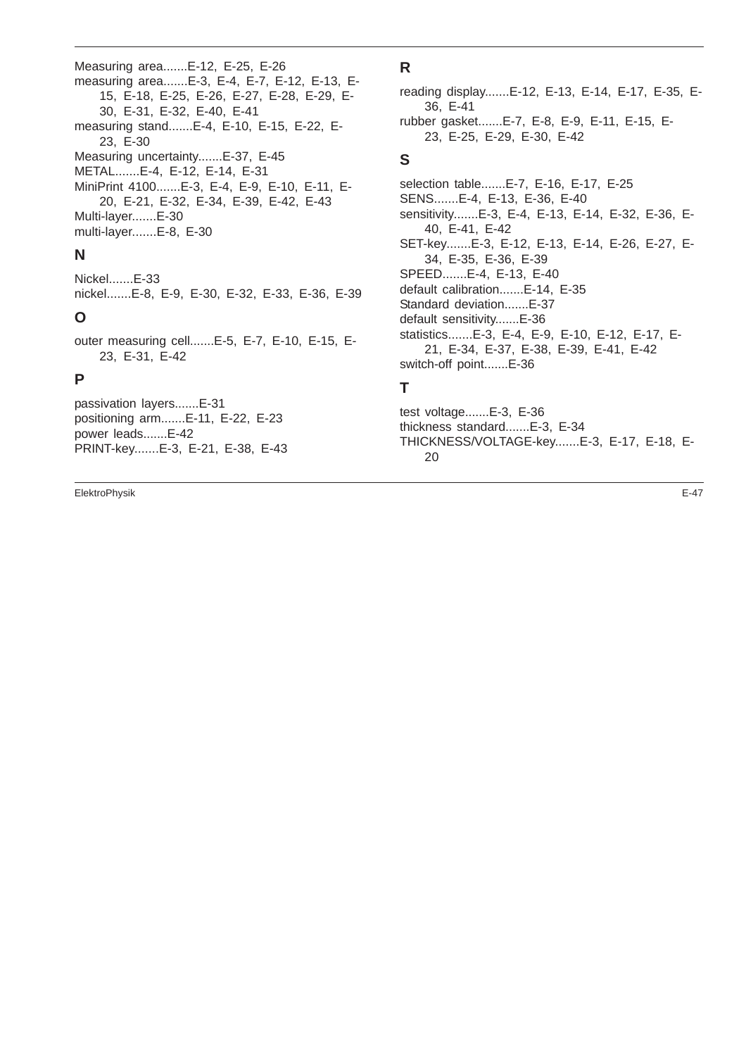Measuring area.......E-12, E-25, E-26
measuring area.......E-3, E-4, E-7, E-12, E-13, E-15, E-18, E-25, E-26, E-27, E-28, E-29, E-30, E-31, E-32, E-40, E-41
measuring stand.......E-4, E-10, E-15, E-22, E-23, E-30
Measuring uncertainty.......E-37, E-45
METAL.......E-4, E-12, E-14, E-31
MiniPrint 4100.......E-3, E-4, E-9, E-10, E-11, E-20, E-21, E-32, E-34, E-39, E-42, E-43
Multi-layer.......E-30
multi-layer.......E-8, E-30

## N

Nickel.......E-33
nickel.......E-8, E-9, E-30, E-32, E-33, E-36, E-39

## O

outer measuring cell.......E-5, E-7, E-10, E-15, E-23, E-31, E-42

## P

passivation layers.......E-31
positioning arm.......E-11, E-22, E-23
power leads.......E-42
PRINT-key.......E-3, E-21, E-38, E-43

## R

reading display.......E-12, E-13, E-14, E-17, E-35, E-36, E-41
rubber gasket.......E-7, E-8, E-9, E-11, E-15, E-23, E-25, E-29, E-30, E-42

## S

selection table.......E-7, E-16, E-17, E-25
SENS.......E-4, E-13, E-36, E-40
sensitivity.......E-3, E-4, E-13, E-14, E-32, E-36, E-40, E-41, E-42
SET-key.......E-3, E-12, E-13, E-14, E-26, E-27, E-34, E-35, E-36, E-39
SPEED.......E-4, E-13, E-40
default calibration.......E-14, E-35
Standard deviation.......E-37
default sensitivity.......E-36
statistics.......E-3, E-4, E-9, E-10, E-12, E-17, E-21, E-34, E-37, E-38, E-39, E-41, E-42
switch-off point.......E-36

## T

test voltage.......E-3, E-36
thickness standard.......E-3, E-34
THICKNESS/VOLTAGE-key.......E-3, E-17, E-18, E-20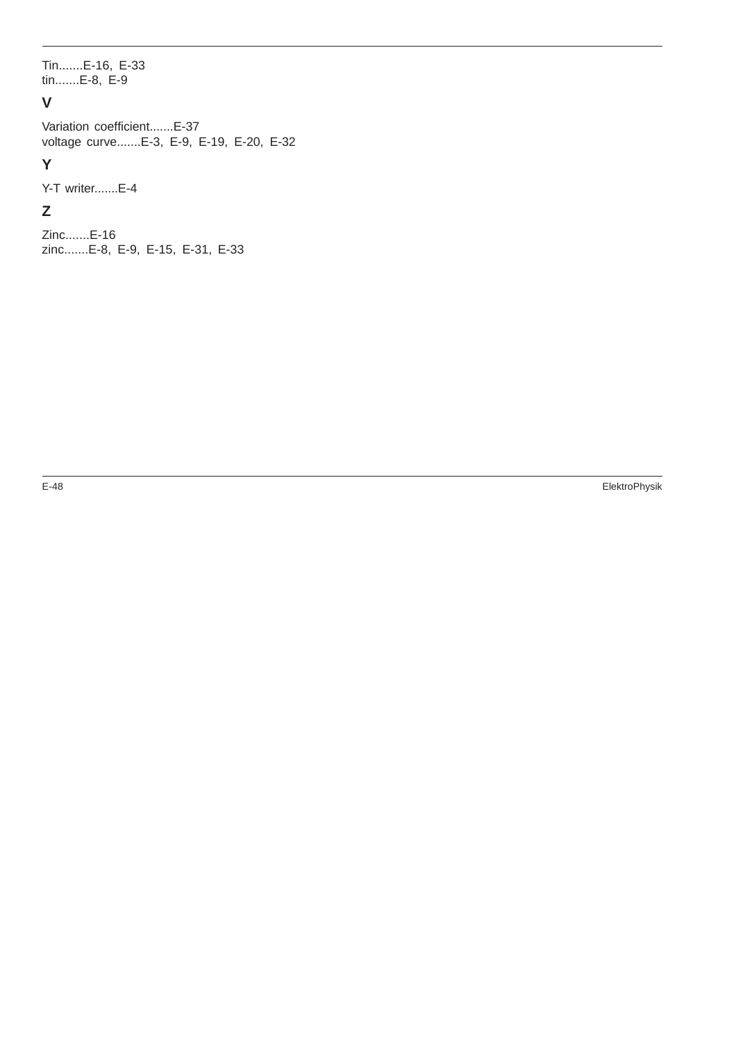Tin.......E-16, E-33
tin.......E-8, E-9

## V

Variation coefficient.......E-37
voltage curve.......E-3, E-9, E-19, E-20, E-32

## Y

Y-T writer.......E-4

## Z

Zinc.......E-16
zinc.......E-8, E-9, E-15, E-31, E-33